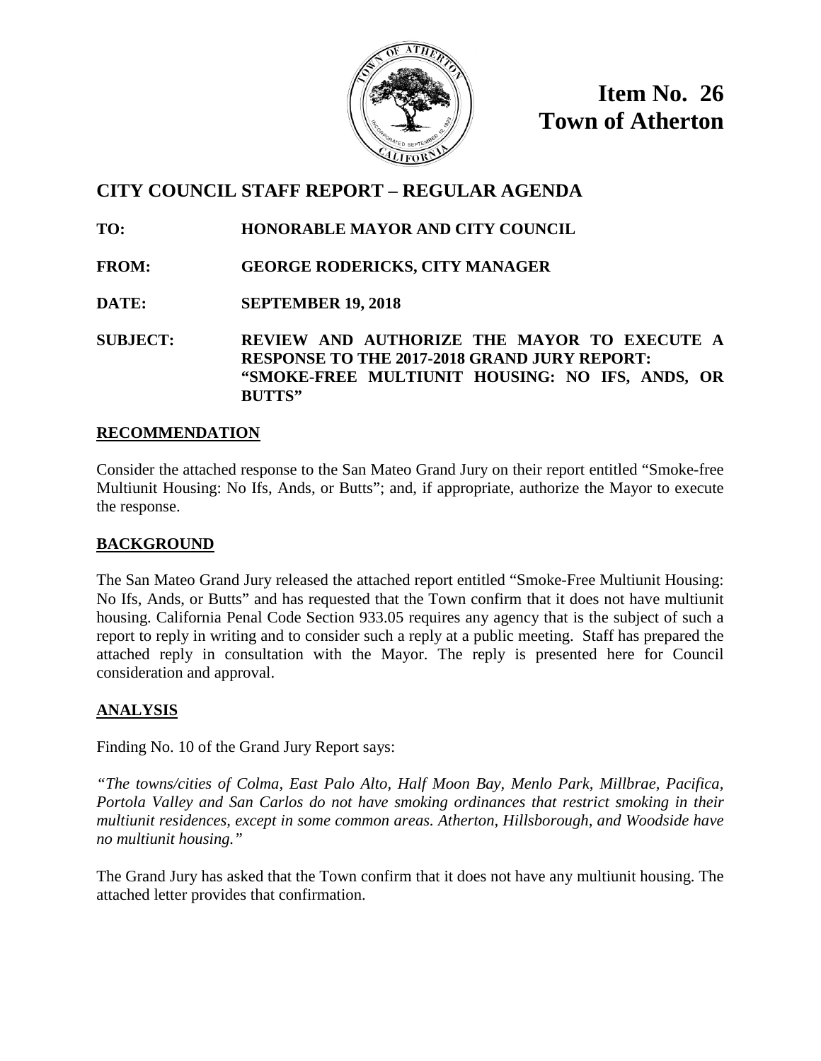**Item No. 26**
**Town of Atherton**

# CITY COUNCIL STAFF REPORT – REGULAR AGENDA

**TO:** HONORABLE MAYOR AND CITY COUNCIL

**FROM:** GEORGE RODERICKS, CITY MANAGER

**DATE:** SEPTEMBER 19, 2018

**SUBJECT:** REVIEW AND AUTHORIZE THE MAYOR TO EXECUTE A RESPONSE TO THE 2017-2018 GRAND JURY REPORT: "SMOKE-FREE MULTIUNIT HOUSING: NO IFS, ANDS, OR BUTTS"

## RECOMMENDATION

Consider the attached response to the San Mateo Grand Jury on their report entitled "Smoke-free Multiunit Housing: No Ifs, Ands, or Butts"; and, if appropriate, authorize the Mayor to execute the response.

## BACKGROUND

The San Mateo Grand Jury released the attached report entitled "Smoke-Free Multiunit Housing: No Ifs, Ands, or Butts" and has requested that the Town confirm that it does not have multiunit housing. California Penal Code Section 933.05 requires any agency that is the subject of such a report to reply in writing and to consider such a reply at a public meeting. Staff has prepared the attached reply in consultation with the Mayor. The reply is presented here for Council consideration and approval.

## ANALYSIS

Finding No. 10 of the Grand Jury Report says:

*"The towns/cities of Colma, East Palo Alto, Half Moon Bay, Menlo Park, Millbrae, Pacifica, Portola Valley and San Carlos do not have smoking ordinances that restrict smoking in their multiunit residences, except in some common areas. Atherton, Hillsborough, and Woodside have no multiunit housing."*

The Grand Jury has asked that the Town confirm that it does not have any multiunit housing. The attached letter provides that confirmation.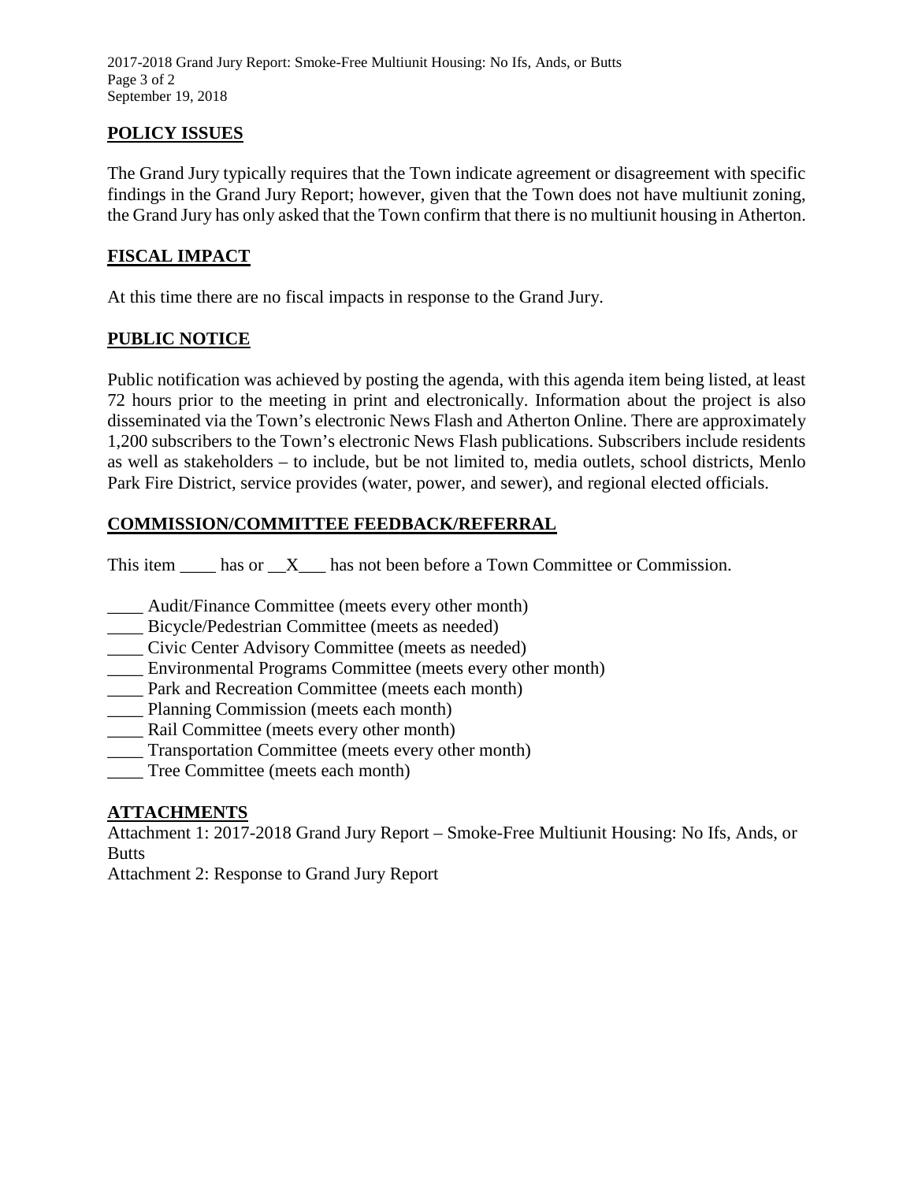## POLICY ISSUES

The Grand Jury typically requires that the Town indicate agreement or disagreement with specific findings in the Grand Jury Report; however, given that the Town does not have multiunit zoning, the Grand Jury has only asked that the Town confirm that there is no multiunit housing in Atherton.

## FISCAL IMPACT

At this time there are no fiscal impacts in response to the Grand Jury.

## PUBLIC NOTICE

Public notification was achieved by posting the agenda, with this agenda item being listed, at least 72 hours prior to the meeting in print and electronically. Information about the project is also disseminated via the Town's electronic News Flash and Atherton Online. There are approximately 1,200 subscribers to the Town's electronic News Flash publications. Subscribers include residents as well as stakeholders – to include, but be not limited to, media outlets, school districts, Menlo Park Fire District, service provides (water, power, and sewer), and regional elected officials.

## COMMISSION/COMMITTEE FEEDBACK/REFERRAL

This item \_\_\_\_ has or \_\_X\_\_\_ has not been before a Town Committee or Commission.

\_\_\_\_ Audit/Finance Committee (meets every other month)
\_\_\_\_ Bicycle/Pedestrian Committee (meets as needed)
\_\_\_\_ Civic Center Advisory Committee (meets as needed)
\_\_\_\_ Environmental Programs Committee (meets every other month)
\_\_\_\_ Park and Recreation Committee (meets each month)
\_\_\_\_ Planning Commission (meets each month)
\_\_\_\_ Rail Committee (meets every other month)
\_\_\_\_ Transportation Committee (meets every other month)
\_\_\_\_ Tree Committee (meets each month)

## ATTACHMENTS

Attachment 1: 2017-2018 Grand Jury Report – Smoke-Free Multiunit Housing: No Ifs, Ands, or Butts
Attachment 2: Response to Grand Jury Report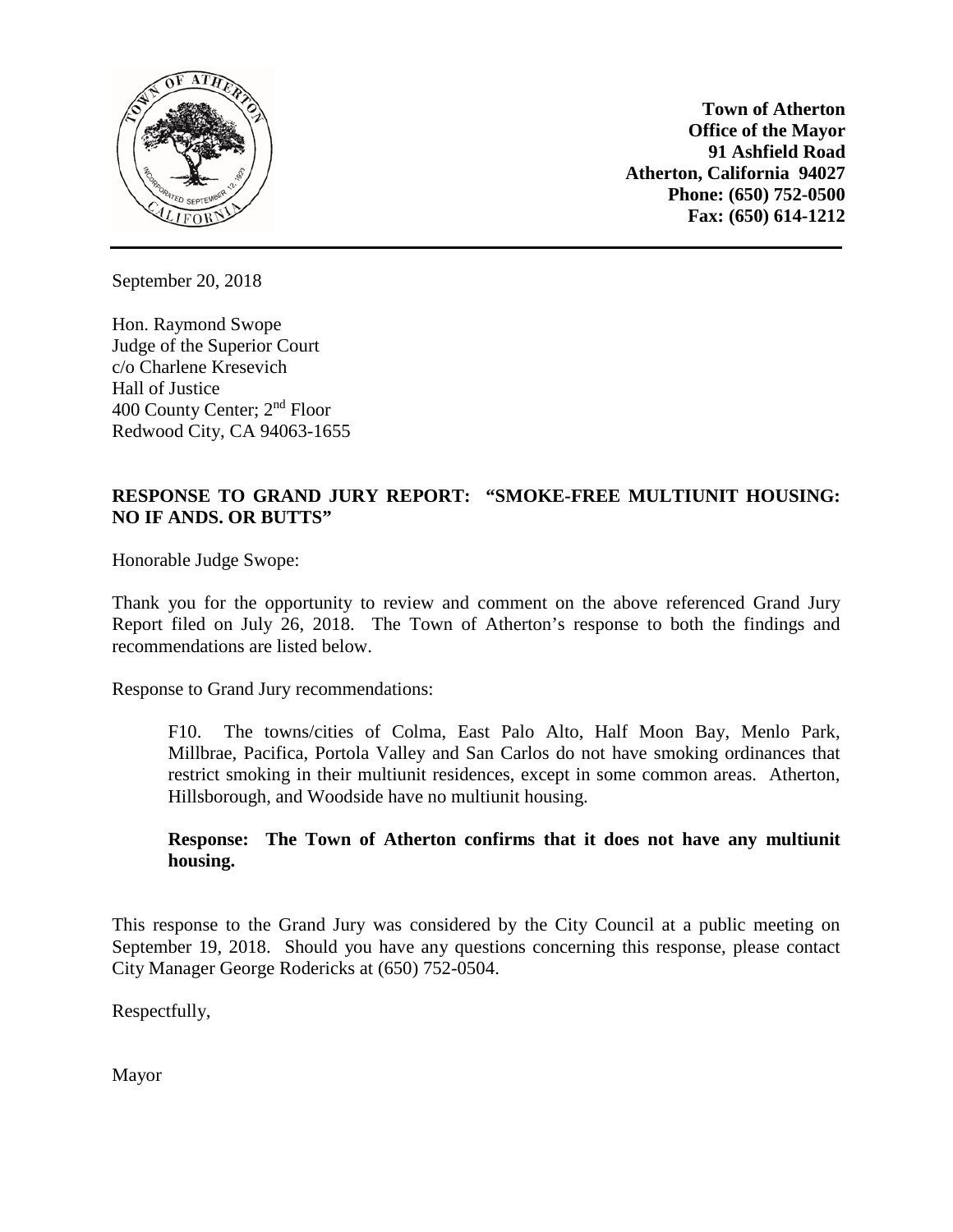**Town of Atherton**
**Office of the Mayor**
**91 Ashfield Road**
**Atherton, California 94027**
**Phone: (650) 752-0500**
**Fax: (650) 614-1212**

September 20, 2018

Hon. Raymond Swope
Judge of the Superior Court
c/o Charlene Kresevich
Hall of Justice
400 County Center; 2nd Floor
Redwood City, CA 94063-1655

**RESPONSE TO GRAND JURY REPORT: "SMOKE-FREE MULTIUNIT HOUSING: NO IF ANDS. OR BUTTS"**

Honorable Judge Swope:

Thank you for the opportunity to review and comment on the above referenced Grand Jury Report filed on July 26, 2018. The Town of Atherton's response to both the findings and recommendations are listed below.

Response to Grand Jury recommendations:

> F10. The towns/cities of Colma, East Palo Alto, Half Moon Bay, Menlo Park, Millbrae, Pacifica, Portola Valley and San Carlos do not have smoking ordinances that restrict smoking in their multiunit residences, except in some common areas. Atherton, Hillsborough, and Woodside have no multiunit housing.
>
> **Response: The Town of Atherton confirms that it does not have any multiunit housing.**

This response to the Grand Jury was considered by the City Council at a public meeting on September 19, 2018. Should you have any questions concerning this response, please contact City Manager George Rodericks at (650) 752-0504.

Respectfully,

Mayor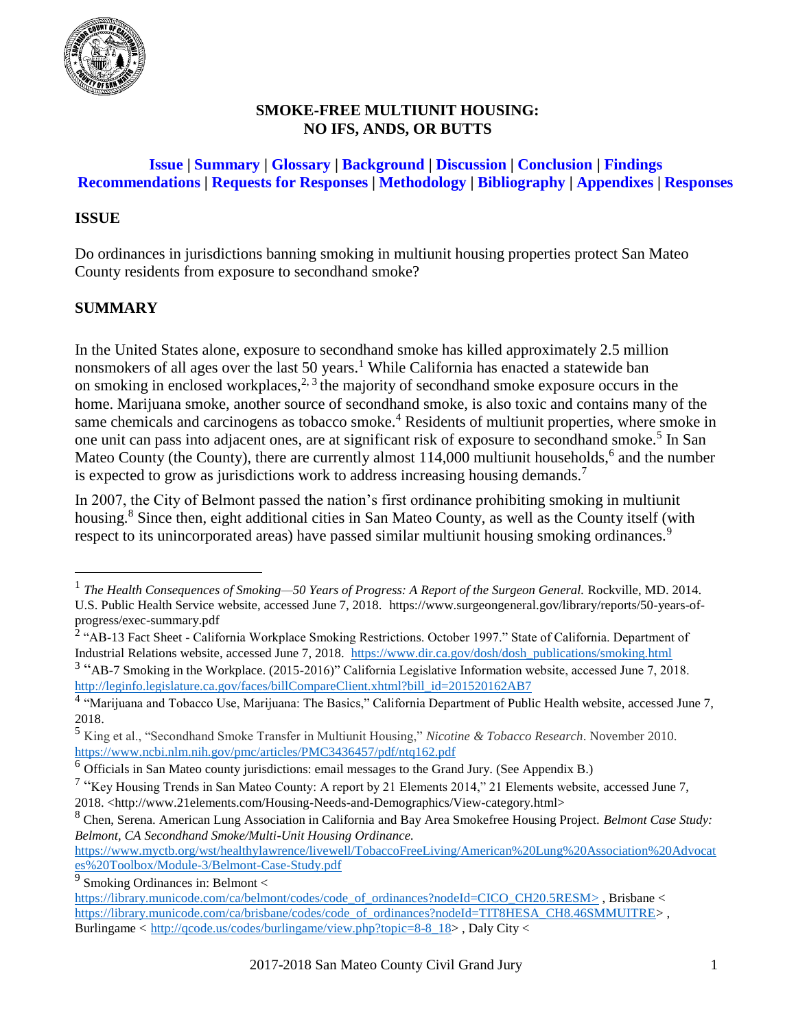# SMOKE-FREE MULTIUNIT HOUSING: NO IFS, ANDS, OR BUTTS

**Issue | Summary | Glossary | Background | Discussion | Conclusion | Findings Recommendations | Requests for Responses | Methodology | Bibliography | Appendixes | Responses**

## ISSUE

Do ordinances in jurisdictions banning smoking in multiunit housing properties protect San Mateo County residents from exposure to secondhand smoke?

## SUMMARY

In the United States alone, exposure to secondhand smoke has killed approximately 2.5 million nonsmokers of all ages over the last 50 years.[1] While California has enacted a statewide ban on smoking in enclosed workplaces,[2, 3] the majority of secondhand smoke exposure occurs in the home. Marijuana smoke, another source of secondhand smoke, is also toxic and contains many of the same chemicals and carcinogens as tobacco smoke.[4] Residents of multiunit properties, where smoke in one unit can pass into adjacent ones, are at significant risk of exposure to secondhand smoke.[5] In San Mateo County (the County), there are currently almost 114,000 multiunit households,[6] and the number is expected to grow as jurisdictions work to address increasing housing demands.[7]

In 2007, the City of Belmont passed the nation's first ordinance prohibiting smoking in multiunit housing.[8] Since then, eight additional cities in San Mateo County, as well as the County itself (with respect to its unincorporated areas) have passed similar multiunit housing smoking ordinances.[9]

---

[1] *The Health Consequences of Smoking—50 Years of Progress: A Report of the Surgeon General.* Rockville, MD. 2014. U.S. Public Health Service website, accessed June 7, 2018. https://www.surgeongeneral.gov/library/reports/50-years-of-progress/exec-summary.pdf

[2] "AB-13 Fact Sheet - California Workplace Smoking Restrictions. October 1997." State of California. Department of Industrial Relations website, accessed June 7, 2018. https://www.dir.ca.gov/dosh/dosh_publications/smoking.html

[3] "AB-7 Smoking in the Workplace. (2015-2016)" California Legislative Information website, accessed June 7, 2018. http://leginfo.legislature.ca.gov/faces/billCompareClient.xhtml?bill_id=201520162AB7

[4] "Marijuana and Tobacco Use, Marijuana: The Basics," California Department of Public Health website, accessed June 7, 2018.

[5] King et al., "Secondhand Smoke Transfer in Multiunit Housing," *Nicotine & Tobacco Research*. November 2010. https://www.ncbi.nlm.nih.gov/pmc/articles/PMC3436457/pdf/ntq162.pdf

[6] Officials in San Mateo county jurisdictions: email messages to the Grand Jury. (See Appendix B.)

[7] "Key Housing Trends in San Mateo County: A report by 21 Elements 2014," 21 Elements website, accessed June 7, 2018. <http://www.21elements.com/Housing-Needs-and-Demographics/View-category.html>

[8] Chen, Serena. American Lung Association in California and Bay Area Smokefree Housing Project. *Belmont Case Study: Belmont, CA Secondhand Smoke/Multi-Unit Housing Ordinance.* https://www.myctb.org/wst/healthylawrence/livewell/TobaccoFreeLiving/American%20Lung%20Association%20Advocates%20Toolbox/Module-3/Belmont-Case-Study.pdf

[9] Smoking Ordinances in: Belmont < https://library.municode.com/ca/belmont/codes/code_of_ordinances?nodeId=CICO_CH20.5RESM> , Brisbane < https://library.municode.com/ca/brisbane/codes/code_of_ordinances?nodeId=TIT8HESA_CH8.46SMMUITRE> , Burlingame < http://qcode.us/codes/burlingame/view.php?topic=8-8_18> , Daly City <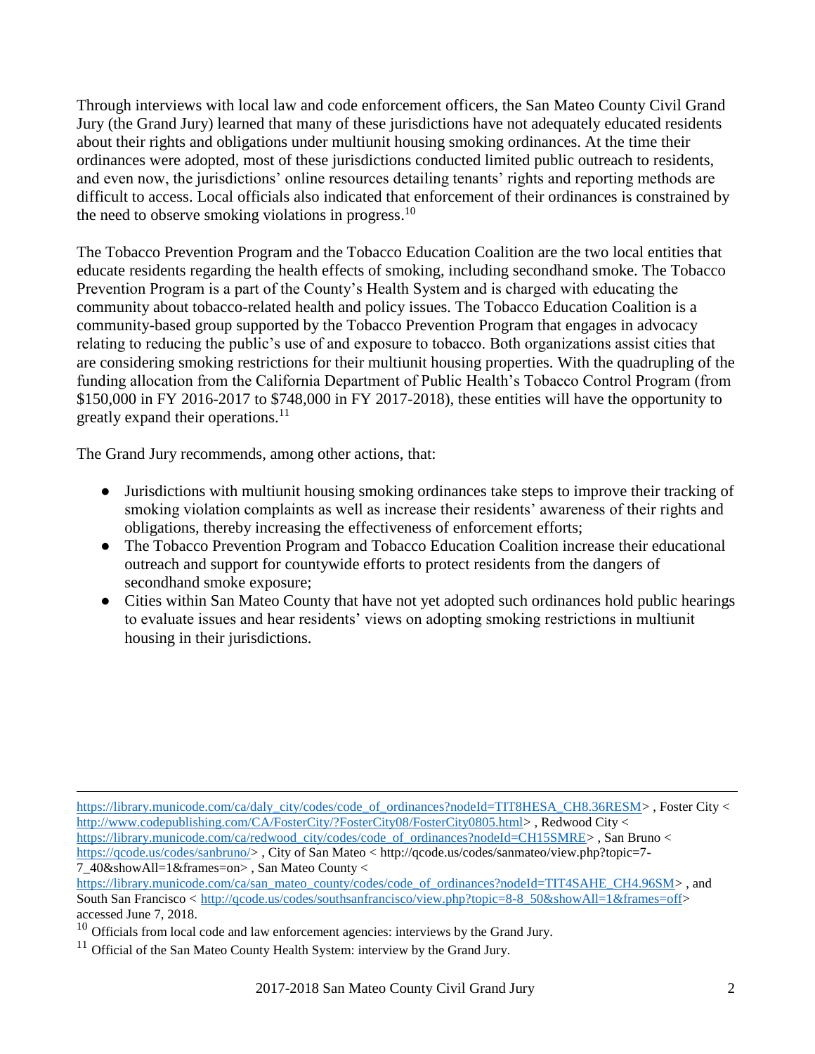Through interviews with local law and code enforcement officers, the San Mateo County Civil Grand Jury (the Grand Jury) learned that many of these jurisdictions have not adequately educated residents about their rights and obligations under multiunit housing smoking ordinances. At the time their ordinances were adopted, most of these jurisdictions conducted limited public outreach to residents, and even now, the jurisdictions' online resources detailing tenants' rights and reporting methods are difficult to access. Local officials also indicated that enforcement of their ordinances is constrained by the need to observe smoking violations in progress.[10]

The Tobacco Prevention Program and the Tobacco Education Coalition are the two local entities that educate residents regarding the health effects of smoking, including secondhand smoke. The Tobacco Prevention Program is a part of the County's Health System and is charged with educating the community about tobacco-related health and policy issues. The Tobacco Education Coalition is a community-based group supported by the Tobacco Prevention Program that engages in advocacy relating to reducing the public's use of and exposure to tobacco. Both organizations assist cities that are considering smoking restrictions for their multiunit housing properties. With the quadrupling of the funding allocation from the California Department of Public Health's Tobacco Control Program (from $150,000 in FY 2016-2017 to $748,000 in FY 2017-2018), these entities will have the opportunity to greatly expand their operations.[11]

The Grand Jury recommends, among other actions, that:

- Jurisdictions with multiunit housing smoking ordinances take steps to improve their tracking of smoking violation complaints as well as increase their residents' awareness of their rights and obligations, thereby increasing the effectiveness of enforcement efforts;
- The Tobacco Prevention Program and Tobacco Education Coalition increase their educational outreach and support for countywide efforts to protect residents from the dangers of secondhand smoke exposure;
- Cities within San Mateo County that have not yet adopted such ordinances hold public hearings to evaluate issues and hear residents' views on adopting smoking restrictions in multiunit housing in their jurisdictions.

---

https://library.municode.com/ca/daly_city/codes/code_of_ordinances?nodeId=TIT8HESA_CH8.36RESM> , Foster City < http://www.codepublishing.com/CA/FosterCity/?FosterCity08/FosterCity0805.html> , Redwood City < https://library.municode.com/ca/redwood_city/codes/code_of_ordinances?nodeId=CH15SMRE> , San Bruno < https://qcode.us/codes/sanbruno/> , City of San Mateo < http://qcode.us/codes/sanmateo/view.php?topic=7-7_40&showAll=1&frames=on> , San Mateo County < https://library.municode.com/ca/san_mateo_county/codes/code_of_ordinances?nodeId=TIT4SAHE_CH4.96SM> , and South San Francisco < http://qcode.us/codes/southsanfrancisco/view.php?topic=8-8_50&showAll=1&frames=off> accessed June 7, 2018.

[10] Officials from local code and law enforcement agencies: interviews by the Grand Jury.

[11] Official of the San Mateo County Health System: interview by the Grand Jury.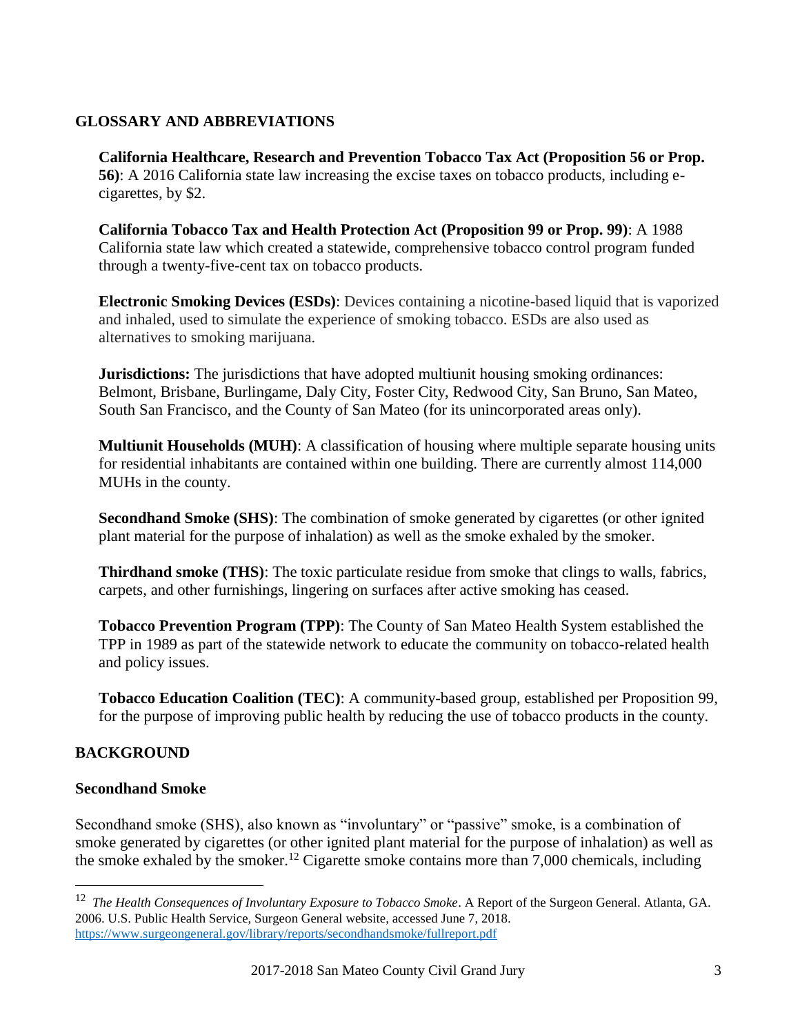## GLOSSARY AND ABBREVIATIONS

**California Healthcare, Research and Prevention Tobacco Tax Act (Proposition 56 or Prop. 56)**: A 2016 California state law increasing the excise taxes on tobacco products, including e-cigarettes, by $2.

**California Tobacco Tax and Health Protection Act (Proposition 99 or Prop. 99)**: A 1988 California state law which created a statewide, comprehensive tobacco control program funded through a twenty-five-cent tax on tobacco products.

**Electronic Smoking Devices (ESDs)**: Devices containing a nicotine-based liquid that is vaporized and inhaled, used to simulate the experience of smoking tobacco. ESDs are also used as alternatives to smoking marijuana.

**Jurisdictions:** The jurisdictions that have adopted multiunit housing smoking ordinances: Belmont, Brisbane, Burlingame, Daly City, Foster City, Redwood City, San Bruno, San Mateo, South San Francisco, and the County of San Mateo (for its unincorporated areas only).

**Multiunit Households (MUH)**: A classification of housing where multiple separate housing units for residential inhabitants are contained within one building. There are currently almost 114,000 MUHs in the county.

**Secondhand Smoke (SHS)**: The combination of smoke generated by cigarettes (or other ignited plant material for the purpose of inhalation) as well as the smoke exhaled by the smoker.

**Thirdhand smoke (THS)**: The toxic particulate residue from smoke that clings to walls, fabrics, carpets, and other furnishings, lingering on surfaces after active smoking has ceased.

**Tobacco Prevention Program (TPP)**: The County of San Mateo Health System established the TPP in 1989 as part of the statewide network to educate the community on tobacco-related health and policy issues.

**Tobacco Education Coalition (TEC)**: A community-based group, established per Proposition 99, for the purpose of improving public health by reducing the use of tobacco products in the county.

## BACKGROUND

### Secondhand Smoke

Secondhand smoke (SHS), also known as "involuntary" or "passive" smoke, is a combination of smoke generated by cigarettes (or other ignited plant material for the purpose of inhalation) as well as the smoke exhaled by the smoker.[12] Cigarette smoke contains more than 7,000 chemicals, including

[12] *The Health Consequences of Involuntary Exposure to Tobacco Smoke*. A Report of the Surgeon General. Atlanta, GA. 2006. U.S. Public Health Service, Surgeon General website, accessed June 7, 2018. https://www.surgeongeneral.gov/library/reports/secondhandsmoke/fullreport.pdf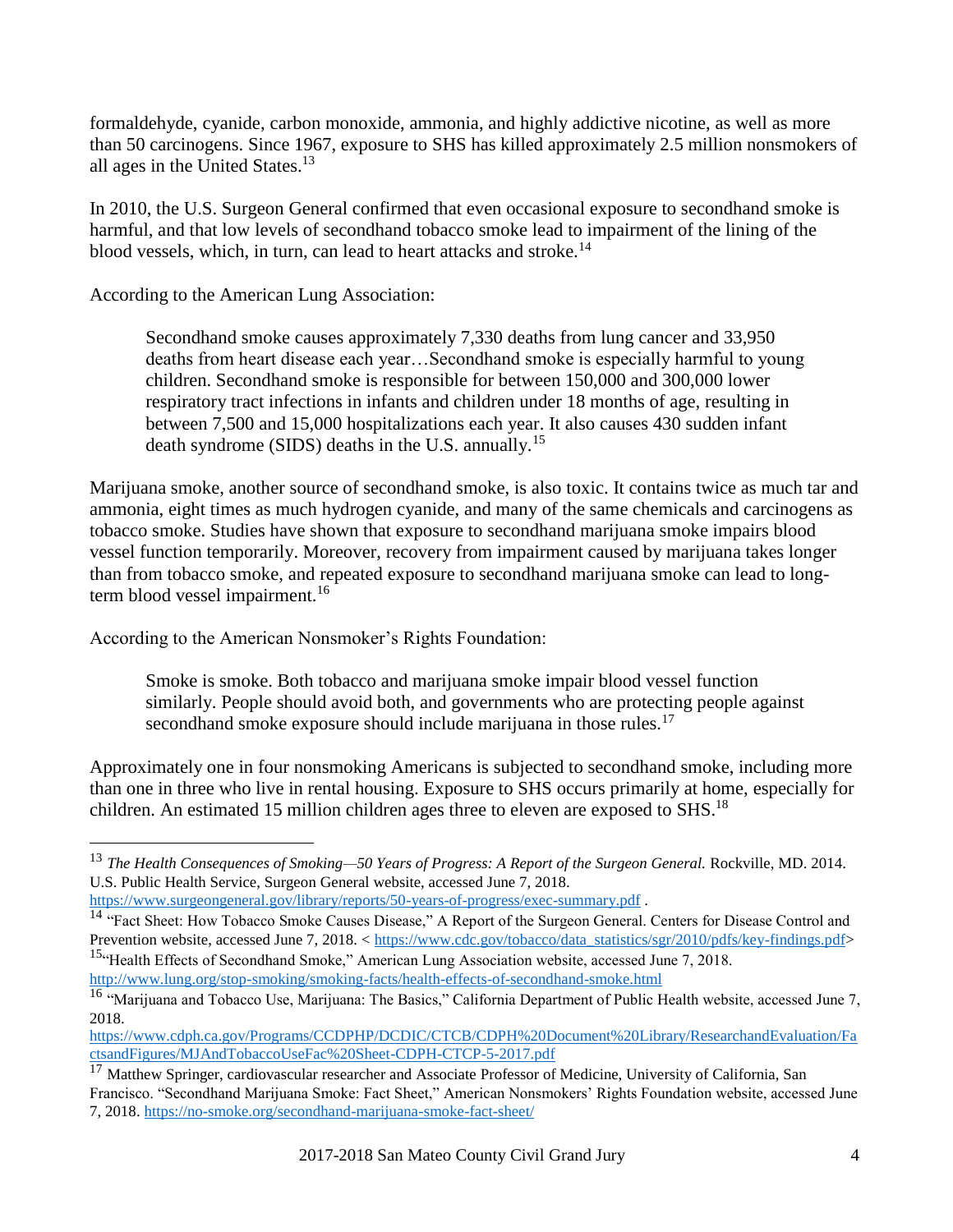formaldehyde, cyanide, carbon monoxide, ammonia, and highly addictive nicotine, as well as more than 50 carcinogens. Since 1967, exposure to SHS has killed approximately 2.5 million nonsmokers of all ages in the United States.[13]

In 2010, the U.S. Surgeon General confirmed that even occasional exposure to secondhand smoke is harmful, and that low levels of secondhand tobacco smoke lead to impairment of the lining of the blood vessels, which, in turn, can lead to heart attacks and stroke.[14]

According to the American Lung Association:

> Secondhand smoke causes approximately 7,330 deaths from lung cancer and 33,950 deaths from heart disease each year…Secondhand smoke is especially harmful to young children. Secondhand smoke is responsible for between 150,000 and 300,000 lower respiratory tract infections in infants and children under 18 months of age, resulting in between 7,500 and 15,000 hospitalizations each year. It also causes 430 sudden infant death syndrome (SIDS) deaths in the U.S. annually.[15]

Marijuana smoke, another source of secondhand smoke, is also toxic. It contains twice as much tar and ammonia, eight times as much hydrogen cyanide, and many of the same chemicals and carcinogens as tobacco smoke. Studies have shown that exposure to secondhand marijuana smoke impairs blood vessel function temporarily. Moreover, recovery from impairment caused by marijuana takes longer than from tobacco smoke, and repeated exposure to secondhand marijuana smoke can lead to long-term blood vessel impairment.[16]

According to the American Nonsmoker's Rights Foundation:

> Smoke is smoke. Both tobacco and marijuana smoke impair blood vessel function similarly. People should avoid both, and governments who are protecting people against secondhand smoke exposure should include marijuana in those rules.[17]

Approximately one in four nonsmoking Americans is subjected to secondhand smoke, including more than one in three who live in rental housing. Exposure to SHS occurs primarily at home, especially for children. An estimated 15 million children ages three to eleven are exposed to SHS.[18]

---

[13] *The Health Consequences of Smoking—50 Years of Progress: A Report of the Surgeon General.* Rockville, MD. 2014. U.S. Public Health Service, Surgeon General website, accessed June 7, 2018. https://www.surgeongeneral.gov/library/reports/50-years-of-progress/exec-summary.pdf .

[14] "Fact Sheet: How Tobacco Smoke Causes Disease," A Report of the Surgeon General. Centers for Disease Control and Prevention website, accessed June 7, 2018. < https://www.cdc.gov/tobacco/data_statistics/sgr/2010/pdfs/key-findings.pdf>

[15] "Health Effects of Secondhand Smoke," American Lung Association website, accessed June 7, 2018. http://www.lung.org/stop-smoking/smoking-facts/health-effects-of-secondhand-smoke.html

[16] "Marijuana and Tobacco Use, Marijuana: The Basics," California Department of Public Health website, accessed June 7, 2018. https://www.cdph.ca.gov/Programs/CCDPHP/DCDIC/CTCB/CDPH%20Document%20Library/ResearchandEvaluation/FactsandFigures/MJAndTobaccoUseFac%20Sheet-CDPH-CTCP-5-2017.pdf

[17] Matthew Springer, cardiovascular researcher and Associate Professor of Medicine, University of California, San Francisco. "Secondhand Marijuana Smoke: Fact Sheet," American Nonsmokers' Rights Foundation website, accessed June 7, 2018. https://no-smoke.org/secondhand-marijuana-smoke-fact-sheet/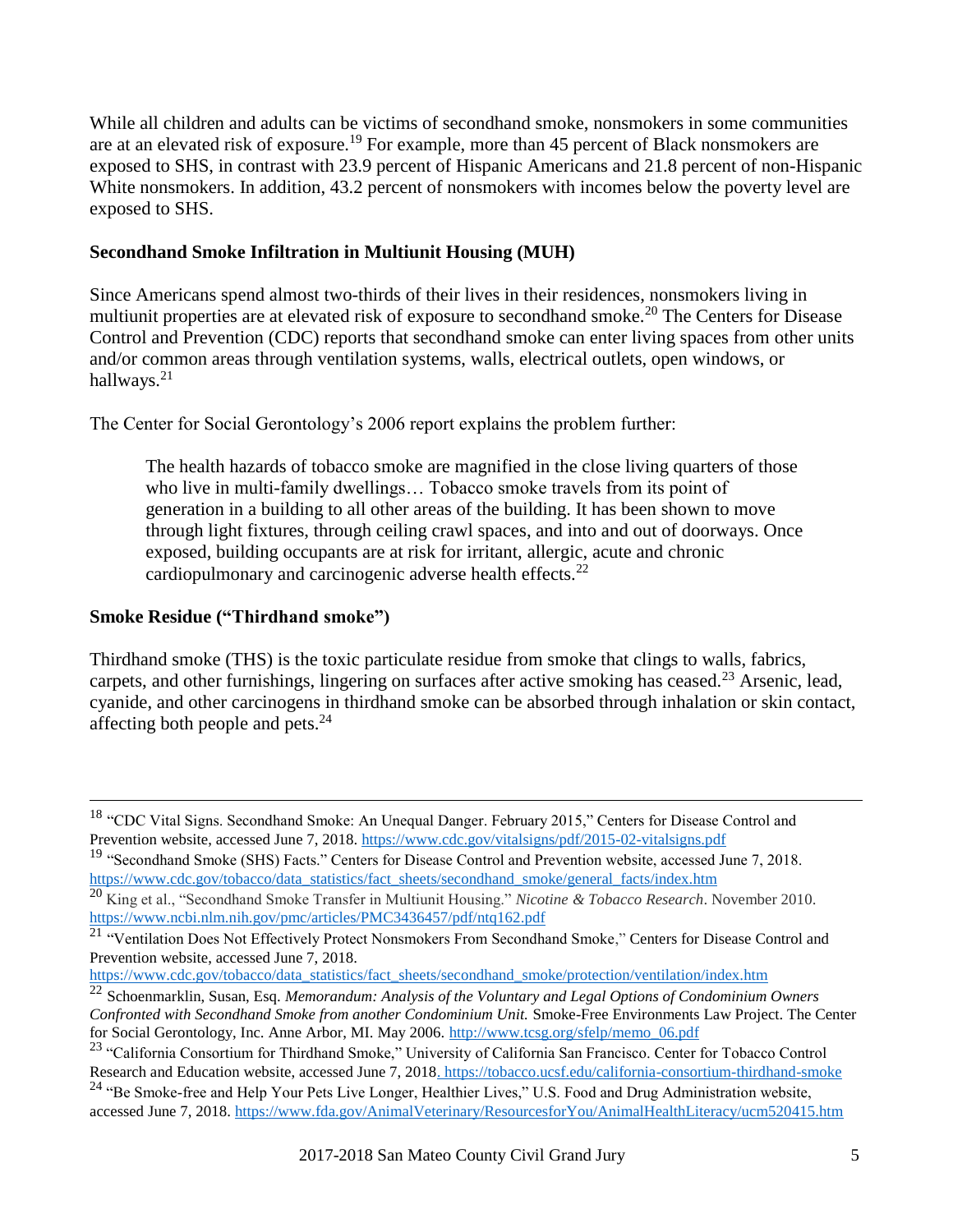While all children and adults can be victims of secondhand smoke, nonsmokers in some communities are at an elevated risk of exposure.[19] For example, more than 45 percent of Black nonsmokers are exposed to SHS, in contrast with 23.9 percent of Hispanic Americans and 21.8 percent of non-Hispanic White nonsmokers. In addition, 43.2 percent of nonsmokers with incomes below the poverty level are exposed to SHS.

### Secondhand Smoke Infiltration in Multiunit Housing (MUH)

Since Americans spend almost two-thirds of their lives in their residences, nonsmokers living in multiunit properties are at elevated risk of exposure to secondhand smoke.[20] The Centers for Disease Control and Prevention (CDC) reports that secondhand smoke can enter living spaces from other units and/or common areas through ventilation systems, walls, electrical outlets, open windows, or hallways.[21]

The Center for Social Gerontology's 2006 report explains the problem further:

> The health hazards of tobacco smoke are magnified in the close living quarters of those who live in multi-family dwellings… Tobacco smoke travels from its point of generation in a building to all other areas of the building. It has been shown to move through light fixtures, through ceiling crawl spaces, and into and out of doorways. Once exposed, building occupants are at risk for irritant, allergic, acute and chronic cardiopulmonary and carcinogenic adverse health effects.[22]

### Smoke Residue ("Thirdhand smoke")

Thirdhand smoke (THS) is the toxic particulate residue from smoke that clings to walls, fabrics, carpets, and other furnishings, lingering on surfaces after active smoking has ceased.[23] Arsenic, lead, cyanide, and other carcinogens in thirdhand smoke can be absorbed through inhalation or skin contact, affecting both people and pets.[24]

---

[18] "CDC Vital Signs. Secondhand Smoke: An Unequal Danger. February 2015," Centers for Disease Control and Prevention website, accessed June 7, 2018. https://www.cdc.gov/vitalsigns/pdf/2015-02-vitalsigns.pdf

[19] "Secondhand Smoke (SHS) Facts." Centers for Disease Control and Prevention website, accessed June 7, 2018. https://www.cdc.gov/tobacco/data_statistics/fact_sheets/secondhand_smoke/general_facts/index.htm

[20] King et al., "Secondhand Smoke Transfer in Multiunit Housing." *Nicotine & Tobacco Research*. November 2010. https://www.ncbi.nlm.nih.gov/pmc/articles/PMC3436457/pdf/ntq162.pdf

[21] "Ventilation Does Not Effectively Protect Nonsmokers From Secondhand Smoke," Centers for Disease Control and Prevention website, accessed June 7, 2018. https://www.cdc.gov/tobacco/data_statistics/fact_sheets/secondhand_smoke/protection/ventilation/index.htm

[22] Schoenmarklin, Susan, Esq. *Memorandum: Analysis of the Voluntary and Legal Options of Condominium Owners Confronted with Secondhand Smoke from another Condominium Unit.* Smoke-Free Environments Law Project. The Center for Social Gerontology, Inc. Anne Arbor, MI. May 2006. http://www.tcsg.org/sfelp/memo_06.pdf

[23] "California Consortium for Thirdhand Smoke," University of California San Francisco. Center for Tobacco Control Research and Education website, accessed June 7, 2018. https://tobacco.ucsf.edu/california-consortium-thirdhand-smoke

[24] "Be Smoke-free and Help Your Pets Live Longer, Healthier Lives," U.S. Food and Drug Administration website, accessed June 7, 2018. https://www.fda.gov/AnimalVeterinary/ResourcesforYou/AnimalHealthLiteracy/ucm520415.htm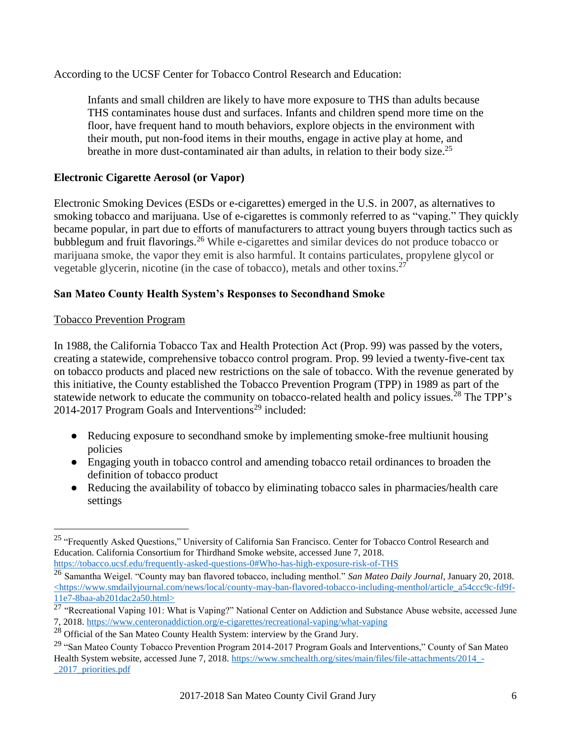According to the UCSF Center for Tobacco Control Research and Education:

> Infants and small children are likely to have more exposure to THS than adults because THS contaminates house dust and surfaces. Infants and children spend more time on the floor, have frequent hand to mouth behaviors, explore objects in the environment with their mouth, put non-food items in their mouths, engage in active play at home, and breathe in more dust-contaminated air than adults, in relation to their body size.[25]

**Electronic Cigarette Aerosol (or Vapor)**

Electronic Smoking Devices (ESDs or e-cigarettes) emerged in the U.S. in 2007, as alternatives to smoking tobacco and marijuana. Use of e-cigarettes is commonly referred to as "vaping." They quickly became popular, in part due to efforts of manufacturers to attract young buyers through tactics such as bubblegum and fruit flavorings.[26] While e-cigarettes and similar devices do not produce tobacco or marijuana smoke, the vapor they emit is also harmful. It contains particulates, propylene glycol or vegetable glycerin, nicotine (in the case of tobacco), metals and other toxins.[27]

**San Mateo County Health System's Responses to Secondhand Smoke**

<u>Tobacco Prevention Program</u>

In 1988, the California Tobacco Tax and Health Protection Act (Prop. 99) was passed by the voters, creating a statewide, comprehensive tobacco control program. Prop. 99 levied a twenty-five-cent tax on tobacco products and placed new restrictions on the sale of tobacco. With the revenue generated by this initiative, the County established the Tobacco Prevention Program (TPP) in 1989 as part of the statewide network to educate the community on tobacco-related health and policy issues.[28] The TPP's 2014-2017 Program Goals and Interventions[29] included:

- Reducing exposure to secondhand smoke by implementing smoke-free multiunit housing policies
- Engaging youth in tobacco control and amending tobacco retail ordinances to broaden the definition of tobacco product
- Reducing the availability of tobacco by eliminating tobacco sales in pharmacies/health care settings

---

[25] "Frequently Asked Questions," University of California San Francisco. Center for Tobacco Control Research and Education. California Consortium for Thirdhand Smoke website, accessed June 7, 2018. https://tobacco.ucsf.edu/frequently-asked-questions-0#Who-has-high-exposure-risk-of-THS

[26] Samantha Weigel. "County may ban flavored tobacco, including menthol." *San Mateo Daily Journal*, January 20, 2018. <https://www.smdailyjournal.com/news/local/county-may-ban-flavored-tobacco-including-menthol/article_a54ccc9c-fd9f-11e7-8baa-ab201dac2a50.html>

[27] "Recreational Vaping 101: What is Vaping?" National Center on Addiction and Substance Abuse website, accessed June 7, 2018. https://www.centeronaddiction.org/e-cigarettes/recreational-vaping/what-vaping

[28] Official of the San Mateo County Health System: interview by the Grand Jury.

[29] "San Mateo County Tobacco Prevention Program 2014-2017 Program Goals and Interventions," County of San Mateo Health System website, accessed June 7, 2018. https://www.smchealth.org/sites/main/files/file-attachments/2014_-_2017_priorities.pdf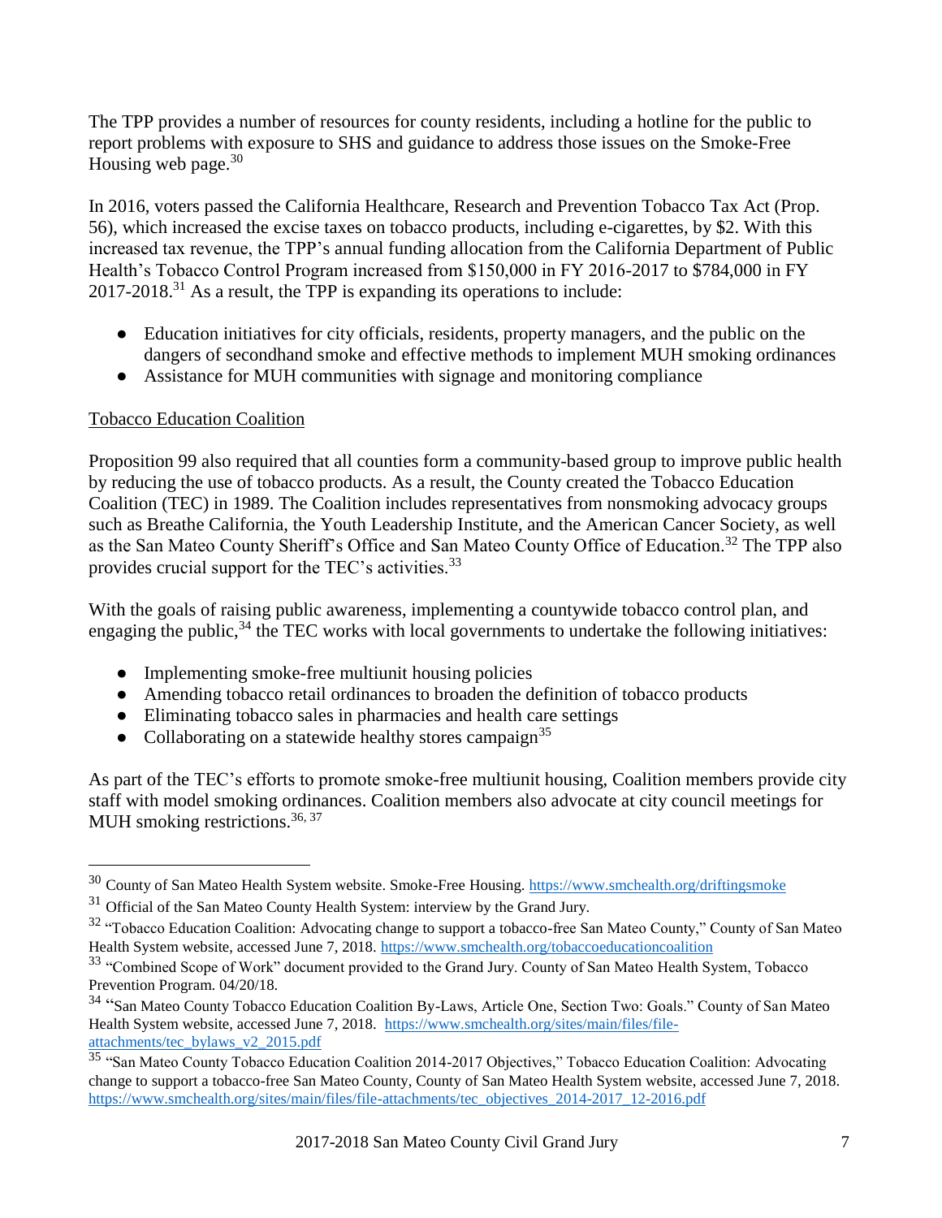The TPP provides a number of resources for county residents, including a hotline for the public to report problems with exposure to SHS and guidance to address those issues on the Smoke-Free Housing web page.[30]

In 2016, voters passed the California Healthcare, Research and Prevention Tobacco Tax Act (Prop. 56), which increased the excise taxes on tobacco products, including e-cigarettes, by $2. With this increased tax revenue, the TPP's annual funding allocation from the California Department of Public Health's Tobacco Control Program increased from $150,000 in FY 2016-2017 to $784,000 in FY 2017-2018.[31] As a result, the TPP is expanding its operations to include:

- Education initiatives for city officials, residents, property managers, and the public on the dangers of secondhand smoke and effective methods to implement MUH smoking ordinances
- Assistance for MUH communities with signage and monitoring compliance

Tobacco Education Coalition

Proposition 99 also required that all counties form a community-based group to improve public health by reducing the use of tobacco products. As a result, the County created the Tobacco Education Coalition (TEC) in 1989. The Coalition includes representatives from nonsmoking advocacy groups such as Breathe California, the Youth Leadership Institute, and the American Cancer Society, as well as the San Mateo County Sheriff's Office and San Mateo County Office of Education.[32] The TPP also provides crucial support for the TEC's activities.[33]

With the goals of raising public awareness, implementing a countywide tobacco control plan, and engaging the public,[34] the TEC works with local governments to undertake the following initiatives:

- Implementing smoke-free multiunit housing policies
- Amending tobacco retail ordinances to broaden the definition of tobacco products
- Eliminating tobacco sales in pharmacies and health care settings
- Collaborating on a statewide healthy stores campaign[35]

As part of the TEC's efforts to promote smoke-free multiunit housing, Coalition members provide city staff with model smoking ordinances. Coalition members also advocate at city council meetings for MUH smoking restrictions.[36, 37]

---

[30] County of San Mateo Health System website. Smoke-Free Housing. https://www.smchealth.org/driftingsmoke

[31] Official of the San Mateo County Health System: interview by the Grand Jury.

[32] "Tobacco Education Coalition: Advocating change to support a tobacco-free San Mateo County," County of San Mateo Health System website, accessed June 7, 2018. https://www.smchealth.org/tobaccoeducationcoalition

[33] "Combined Scope of Work" document provided to the Grand Jury. County of San Mateo Health System, Tobacco Prevention Program. 04/20/18.

[34] "San Mateo County Tobacco Education Coalition By-Laws, Article One, Section Two: Goals." County of San Mateo Health System website, accessed June 7, 2018. https://www.smchealth.org/sites/main/files/file-attachments/tec_bylaws_v2_2015.pdf

[35] "San Mateo County Tobacco Education Coalition 2014-2017 Objectives," Tobacco Education Coalition: Advocating change to support a tobacco-free San Mateo County, County of San Mateo Health System website, accessed June 7, 2018. https://www.smchealth.org/sites/main/files/file-attachments/tec_objectives_2014-2017_12-2016.pdf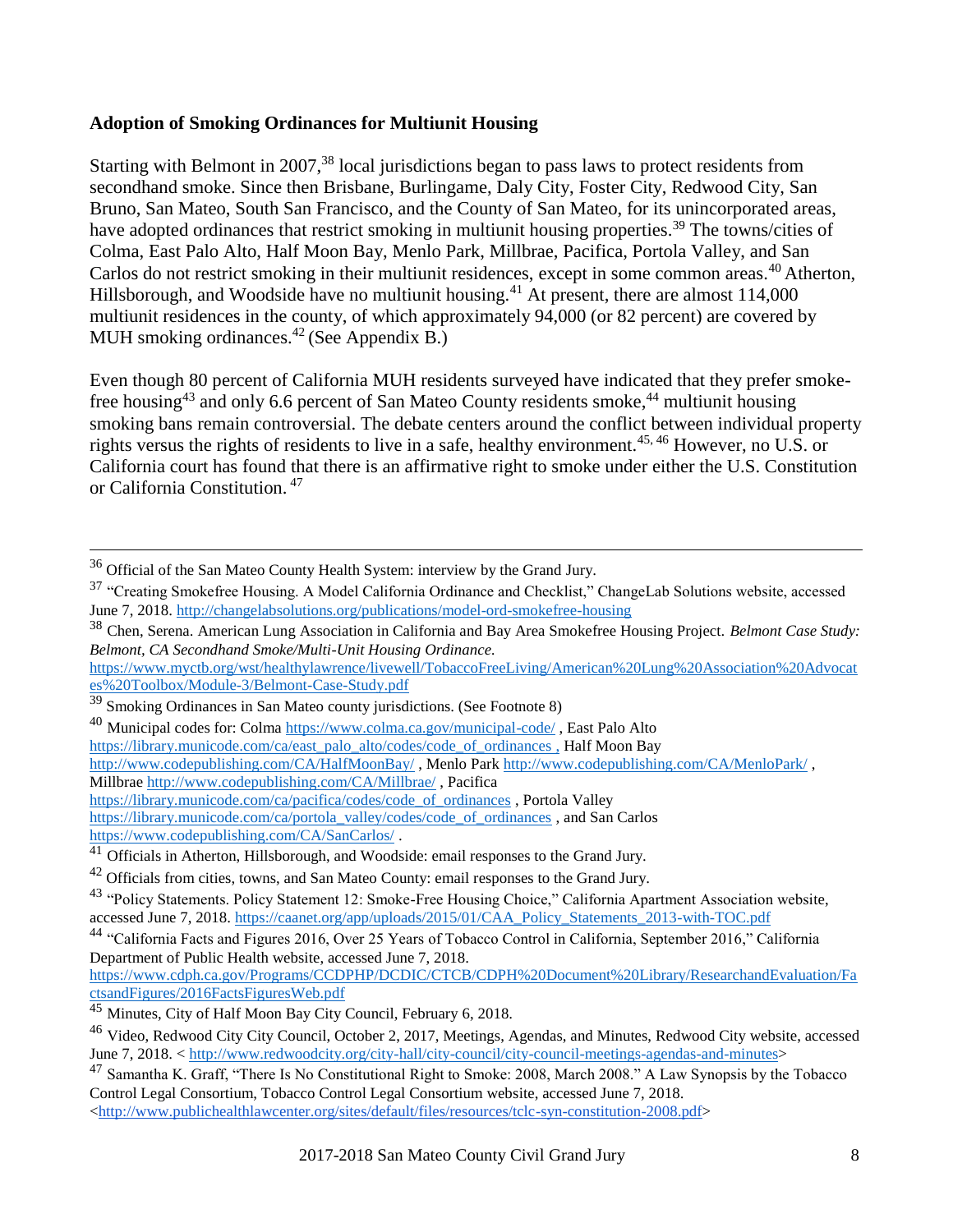**Adoption of Smoking Ordinances for Multiunit Housing**

Starting with Belmont in 2007,[38] local jurisdictions began to pass laws to protect residents from secondhand smoke. Since then Brisbane, Burlingame, Daly City, Foster City, Redwood City, San Bruno, San Mateo, South San Francisco, and the County of San Mateo, for its unincorporated areas, have adopted ordinances that restrict smoking in multiunit housing properties.[39] The towns/cities of Colma, East Palo Alto, Half Moon Bay, Menlo Park, Millbrae, Pacifica, Portola Valley, and San Carlos do not restrict smoking in their multiunit residences, except in some common areas.[40] Atherton, Hillsborough, and Woodside have no multiunit housing.[41] At present, there are almost 114,000 multiunit residences in the county, of which approximately 94,000 (or 82 percent) are covered by MUH smoking ordinances.[42] (See Appendix B.)

Even though 80 percent of California MUH residents surveyed have indicated that they prefer smoke-free housing[43] and only 6.6 percent of San Mateo County residents smoke,[44] multiunit housing smoking bans remain controversial. The debate centers around the conflict between individual property rights versus the rights of residents to live in a safe, healthy environment.[45, 46] However, no U.S. or California court has found that there is an affirmative right to smoke under either the U.S. Constitution or California Constitution.[47]

---

[36] Official of the San Mateo County Health System: interview by the Grand Jury.

[37] "Creating Smokefree Housing. A Model California Ordinance and Checklist," ChangeLab Solutions website, accessed June 7, 2018. http://changelabsolutions.org/publications/model-ord-smokefree-housing

[38] Chen, Serena. American Lung Association in California and Bay Area Smokefree Housing Project. *Belmont Case Study: Belmont, CA Secondhand Smoke/Multi-Unit Housing Ordinance.* https://www.myctb.org/wst/healthylawrence/livewell/TobaccoFreeLiving/American%20Lung%20Association%20Advocates%20Toolbox/Module-3/Belmont-Case-Study.pdf

[39] Smoking Ordinances in San Mateo county jurisdictions. (See Footnote 8)

[40] Municipal codes for: Colma https://www.colma.ca.gov/municipal-code/ , East Palo Alto https://library.municode.com/ca/east_palo_alto/codes/code_of_ordinances , Half Moon Bay http://www.codepublishing.com/CA/HalfMoonBay/ , Menlo Park http://www.codepublishing.com/CA/MenloPark/ , Millbrae http://www.codepublishing.com/CA/Millbrae/ , Pacifica https://library.municode.com/ca/pacifica/codes/code_of_ordinances , Portola Valley https://library.municode.com/ca/portola_valley/codes/code_of_ordinances , and San Carlos https://www.codepublishing.com/CA/SanCarlos/ .

[41] Officials in Atherton, Hillsborough, and Woodside: email responses to the Grand Jury.

[42] Officials from cities, towns, and San Mateo County: email responses to the Grand Jury.

[43] "Policy Statements. Policy Statement 12: Smoke-Free Housing Choice," California Apartment Association website, accessed June 7, 2018. https://caanet.org/app/uploads/2015/01/CAA_Policy_Statements_2013-with-TOC.pdf

[44] "California Facts and Figures 2016, Over 25 Years of Tobacco Control in California, September 2016," California Department of Public Health website, accessed June 7, 2018. https://www.cdph.ca.gov/Programs/CCDPHP/DCDIC/CTCB/CDPH%20Document%20Library/ResearchandEvaluation/FactsandFigures/2016FactsFiguresWeb.pdf

[45] Minutes, City of Half Moon Bay City Council, February 6, 2018.

[46] Video, Redwood City City Council, October 2, 2017, Meetings, Agendas, and Minutes, Redwood City website, accessed June 7, 2018. < http://www.redwoodcity.org/city-hall/city-council/city-council-meetings-agendas-and-minutes>

[47] Samantha K. Graff, "There Is No Constitutional Right to Smoke: 2008, March 2008." A Law Synopsis by the Tobacco Control Legal Consortium, Tobacco Control Legal Consortium website, accessed June 7, 2018. <http://www.publichealthlawcenter.org/sites/default/files/resources/tclc-syn-constitution-2008.pdf>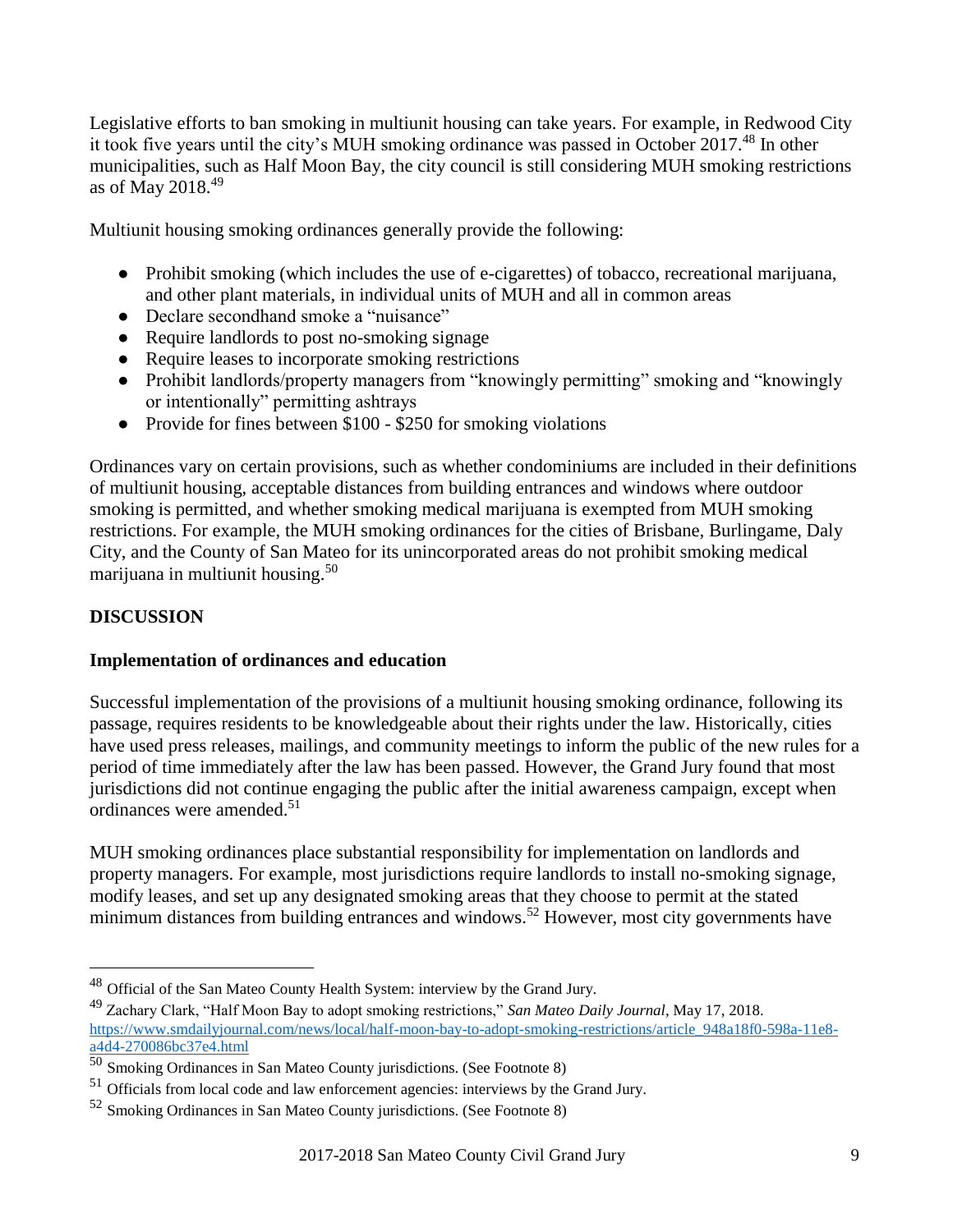Legislative efforts to ban smoking in multiunit housing can take years. For example, in Redwood City it took five years until the city's MUH smoking ordinance was passed in October 2017.[48] In other municipalities, such as Half Moon Bay, the city council is still considering MUH smoking restrictions as of May 2018.[49]

Multiunit housing smoking ordinances generally provide the following:

- Prohibit smoking (which includes the use of e-cigarettes) of tobacco, recreational marijuana, and other plant materials, in individual units of MUH and all in common areas
- Declare secondhand smoke a "nuisance"
- Require landlords to post no-smoking signage
- Require leases to incorporate smoking restrictions
- Prohibit landlords/property managers from "knowingly permitting" smoking and "knowingly or intentionally" permitting ashtrays
- Provide for fines between $100 - $250 for smoking violations

Ordinances vary on certain provisions, such as whether condominiums are included in their definitions of multiunit housing, acceptable distances from building entrances and windows where outdoor smoking is permitted, and whether smoking medical marijuana is exempted from MUH smoking restrictions. For example, the MUH smoking ordinances for the cities of Brisbane, Burlingame, Daly City, and the County of San Mateo for its unincorporated areas do not prohibit smoking medical marijuana in multiunit housing.[50]

## DISCUSSION

### Implementation of ordinances and education

Successful implementation of the provisions of a multiunit housing smoking ordinance, following its passage, requires residents to be knowledgeable about their rights under the law. Historically, cities have used press releases, mailings, and community meetings to inform the public of the new rules for a period of time immediately after the law has been passed. However, the Grand Jury found that most jurisdictions did not continue engaging the public after the initial awareness campaign, except when ordinances were amended.[51]

MUH smoking ordinances place substantial responsibility for implementation on landlords and property managers. For example, most jurisdictions require landlords to install no-smoking signage, modify leases, and set up any designated smoking areas that they choose to permit at the stated minimum distances from building entrances and windows.[52] However, most city governments have

---

[48] Official of the San Mateo County Health System: interview by the Grand Jury.

[49] Zachary Clark, "Half Moon Bay to adopt smoking restrictions," *San Mateo Daily Journal*, May 17, 2018. https://www.smdailyjournal.com/news/local/half-moon-bay-to-adopt-smoking-restrictions/article_948a18f0-598a-11e8-a4d4-270086bc37e4.html

[50] Smoking Ordinances in San Mateo County jurisdictions. (See Footnote 8)

[51] Officials from local code and law enforcement agencies: interviews by the Grand Jury.

[52] Smoking Ordinances in San Mateo County jurisdictions. (See Footnote 8)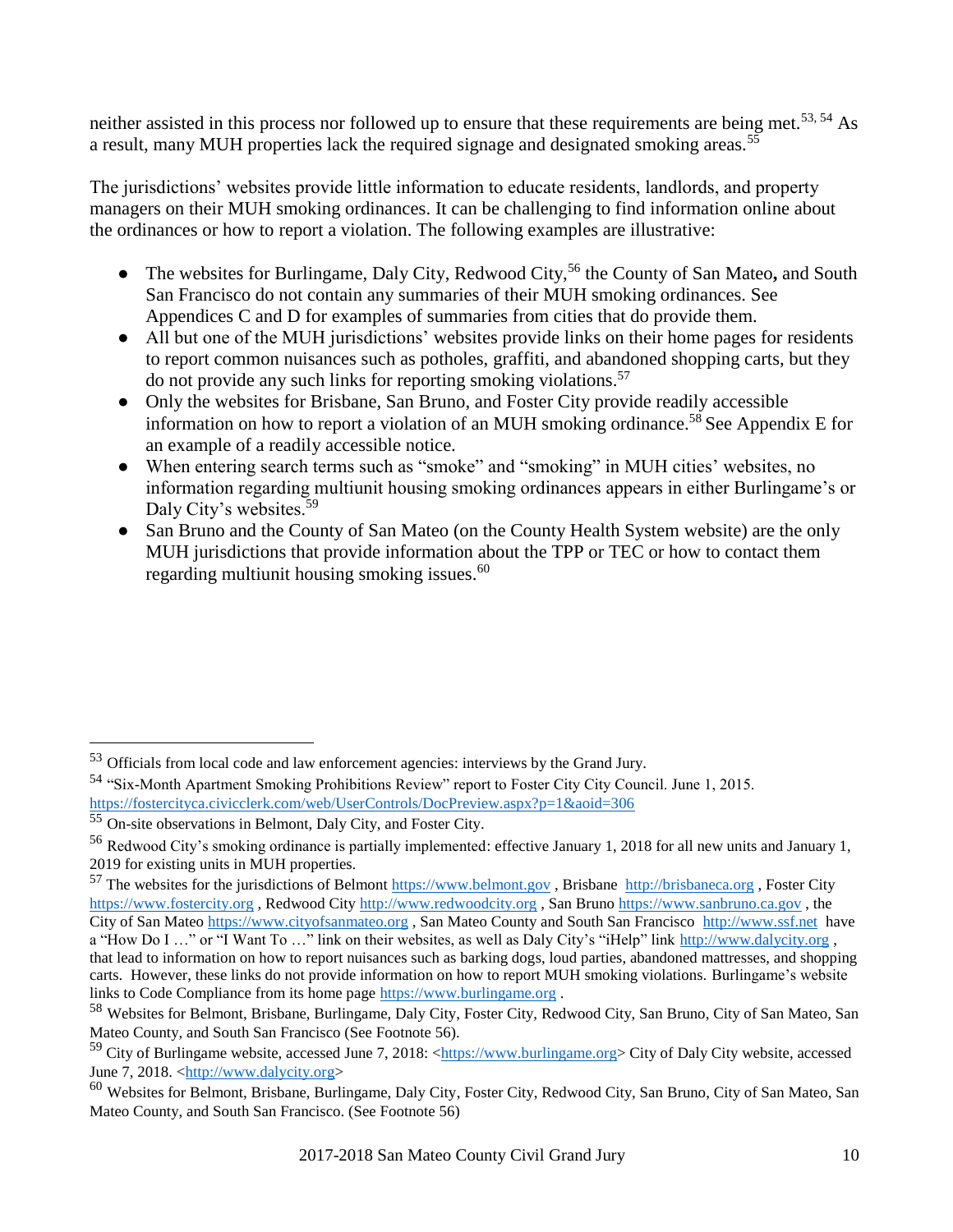neither assisted in this process nor followed up to ensure that these requirements are being met.[53, 54] As a result, many MUH properties lack the required signage and designated smoking areas.[55]

The jurisdictions' websites provide little information to educate residents, landlords, and property managers on their MUH smoking ordinances. It can be challenging to find information online about the ordinances or how to report a violation. The following examples are illustrative:

- The websites for Burlingame, Daly City, Redwood City,[56] the County of San Mateo**,** and South San Francisco do not contain any summaries of their MUH smoking ordinances. See Appendices C and D for examples of summaries from cities that do provide them.
- All but one of the MUH jurisdictions' websites provide links on their home pages for residents to report common nuisances such as potholes, graffiti, and abandoned shopping carts, but they do not provide any such links for reporting smoking violations.[57]
- Only the websites for Brisbane, San Bruno, and Foster City provide readily accessible information on how to report a violation of an MUH smoking ordinance.[58] See Appendix E for an example of a readily accessible notice.
- When entering search terms such as "smoke" and "smoking" in MUH cities' websites, no information regarding multiunit housing smoking ordinances appears in either Burlingame's or Daly City's websites.[59]
- San Bruno and the County of San Mateo (on the County Health System website) are the only MUH jurisdictions that provide information about the TPP or TEC or how to contact them regarding multiunit housing smoking issues.[60]

---

[53] Officials from local code and law enforcement agencies: interviews by the Grand Jury.

[54] "Six-Month Apartment Smoking Prohibitions Review" report to Foster City City Council. June 1, 2015. https://fostercityca.civicclerk.com/web/UserControls/DocPreview.aspx?p=1&aoid=306

[55] On-site observations in Belmont, Daly City, and Foster City.

[56] Redwood City's smoking ordinance is partially implemented: effective January 1, 2018 for all new units and January 1, 2019 for existing units in MUH properties.

[57] The websites for the jurisdictions of Belmont https://www.belmont.gov , Brisbane http://brisbaneca.org , Foster City https://www.fostercity.org , Redwood City http://www.redwoodcity.org , San Bruno https://www.sanbruno.ca.gov , the City of San Mateo https://www.cityofsanmateo.org , San Mateo County and South San Francisco http://www.ssf.net have a "How Do I …" or "I Want To …" link on their websites, as well as Daly City's "iHelp" link http://www.dalycity.org , that lead to information on how to report nuisances such as barking dogs, loud parties, abandoned mattresses, and shopping carts. However, these links do not provide information on how to report MUH smoking violations. Burlingame's website links to Code Compliance from its home page https://www.burlingame.org .

[58] Websites for Belmont, Brisbane, Burlingame, Daly City, Foster City, Redwood City, San Bruno, City of San Mateo, San Mateo County, and South San Francisco (See Footnote 56).

[59] City of Burlingame website, accessed June 7, 2018: <https://www.burlingame.org> City of Daly City website, accessed June 7, 2018. <http://www.dalycity.org>

[60] Websites for Belmont, Brisbane, Burlingame, Daly City, Foster City, Redwood City, San Bruno, City of San Mateo, San Mateo County, and South San Francisco. (See Footnote 56)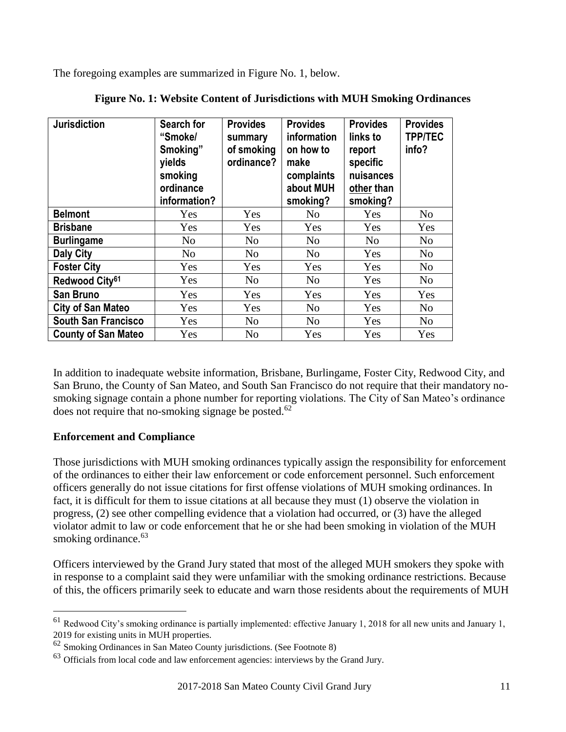The foregoing examples are summarized in Figure No. 1, below.

**Figure No. 1: Website Content of Jurisdictions with MUH Smoking Ordinances**

| Jurisdiction | Search for "Smoke/ Smoking" yields smoking ordinance information? | Provides summary of smoking ordinance? | Provides information on how to make complaints about MUH smoking? | Provides links to report specific nuisances other than smoking? | Provides TPP/TEC info? |
|---|---|---|---|---|---|
| **Belmont** | Yes | Yes | No | Yes | No |
| **Brisbane** | Yes | Yes | Yes | Yes | Yes |
| **Burlingame** | No | No | No | No | No |
| **Daly City** | No | No | No | Yes | No |
| **Foster City** | Yes | Yes | Yes | Yes | No |
| **Redwood City**[61] | Yes | No | No | Yes | No |
| **San Bruno** | Yes | Yes | Yes | Yes | Yes |
| **City of San Mateo** | Yes | Yes | No | Yes | No |
| **South San Francisco** | Yes | No | No | Yes | No |
| **County of San Mateo** | Yes | No | Yes | Yes | Yes |

In addition to inadequate website information, Brisbane, Burlingame, Foster City, Redwood City, and San Bruno, the County of San Mateo, and South San Francisco do not require that their mandatory no-smoking signage contain a phone number for reporting violations. The City of San Mateo's ordinance does not require that no-smoking signage be posted.[62]

**Enforcement and Compliance**

Those jurisdictions with MUH smoking ordinances typically assign the responsibility for enforcement of the ordinances to either their law enforcement or code enforcement personnel. Such enforcement officers generally do not issue citations for first offense violations of MUH smoking ordinances. In fact, it is difficult for them to issue citations at all because they must (1) observe the violation in progress, (2) see other compelling evidence that a violation had occurred, or (3) have the alleged violator admit to law or code enforcement that he or she had been smoking in violation of the MUH smoking ordinance.[63]

Officers interviewed by the Grand Jury stated that most of the alleged MUH smokers they spoke with in response to a complaint said they were unfamiliar with the smoking ordinance restrictions. Because of this, the officers primarily seek to educate and warn those residents about the requirements of MUH

---

[61] Redwood City's smoking ordinance is partially implemented: effective January 1, 2018 for all new units and January 1, 2019 for existing units in MUH properties.

[62] Smoking Ordinances in San Mateo County jurisdictions. (See Footnote 8)

[63] Officials from local code and law enforcement agencies: interviews by the Grand Jury.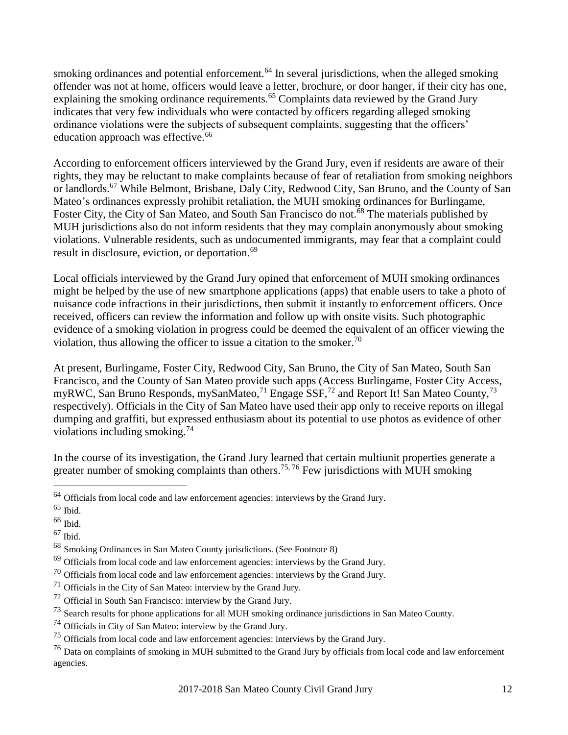smoking ordinances and potential enforcement.[64] In several jurisdictions, when the alleged smoking offender was not at home, officers would leave a letter, brochure, or door hanger, if their city has one, explaining the smoking ordinance requirements.[65] Complaints data reviewed by the Grand Jury indicates that very few individuals who were contacted by officers regarding alleged smoking ordinance violations were the subjects of subsequent complaints, suggesting that the officers' education approach was effective.[66]

According to enforcement officers interviewed by the Grand Jury, even if residents are aware of their rights, they may be reluctant to make complaints because of fear of retaliation from smoking neighbors or landlords.[67] While Belmont, Brisbane, Daly City, Redwood City, San Bruno, and the County of San Mateo's ordinances expressly prohibit retaliation, the MUH smoking ordinances for Burlingame, Foster City, the City of San Mateo, and South San Francisco do not.[68] The materials published by MUH jurisdictions also do not inform residents that they may complain anonymously about smoking violations. Vulnerable residents, such as undocumented immigrants, may fear that a complaint could result in disclosure, eviction, or deportation.[69]

Local officials interviewed by the Grand Jury opined that enforcement of MUH smoking ordinances might be helped by the use of new smartphone applications (apps) that enable users to take a photo of nuisance code infractions in their jurisdictions, then submit it instantly to enforcement officers. Once received, officers can review the information and follow up with onsite visits. Such photographic evidence of a smoking violation in progress could be deemed the equivalent of an officer viewing the violation, thus allowing the officer to issue a citation to the smoker.[70]

At present, Burlingame, Foster City, Redwood City, San Bruno, the City of San Mateo, South San Francisco, and the County of San Mateo provide such apps (Access Burlingame, Foster City Access, myRWC, San Bruno Responds, mySanMateo,[71] Engage SSF,[72] and Report It! San Mateo County,[73] respectively). Officials in the City of San Mateo have used their app only to receive reports on illegal dumping and graffiti, but expressed enthusiasm about its potential to use photos as evidence of other violations including smoking.[74]

In the course of its investigation, the Grand Jury learned that certain multiunit properties generate a greater number of smoking complaints than others.[75, 76] Few jurisdictions with MUH smoking

---

[64] Officials from local code and law enforcement agencies: interviews by the Grand Jury.

[65] Ibid.

[66] Ibid.

[67] Ibid.

[68] Smoking Ordinances in San Mateo County jurisdictions. (See Footnote 8)

[69] Officials from local code and law enforcement agencies: interviews by the Grand Jury.

[70] Officials from local code and law enforcement agencies: interviews by the Grand Jury.

[71] Officials in the City of San Mateo: interview by the Grand Jury.

[72] Official in South San Francisco: interview by the Grand Jury.

[73] Search results for phone applications for all MUH smoking ordinance jurisdictions in San Mateo County.

[74] Officials in City of San Mateo: interview by the Grand Jury.

[75] Officials from local code and law enforcement agencies: interviews by the Grand Jury.

[76] Data on complaints of smoking in MUH submitted to the Grand Jury by officials from local code and law enforcement agencies.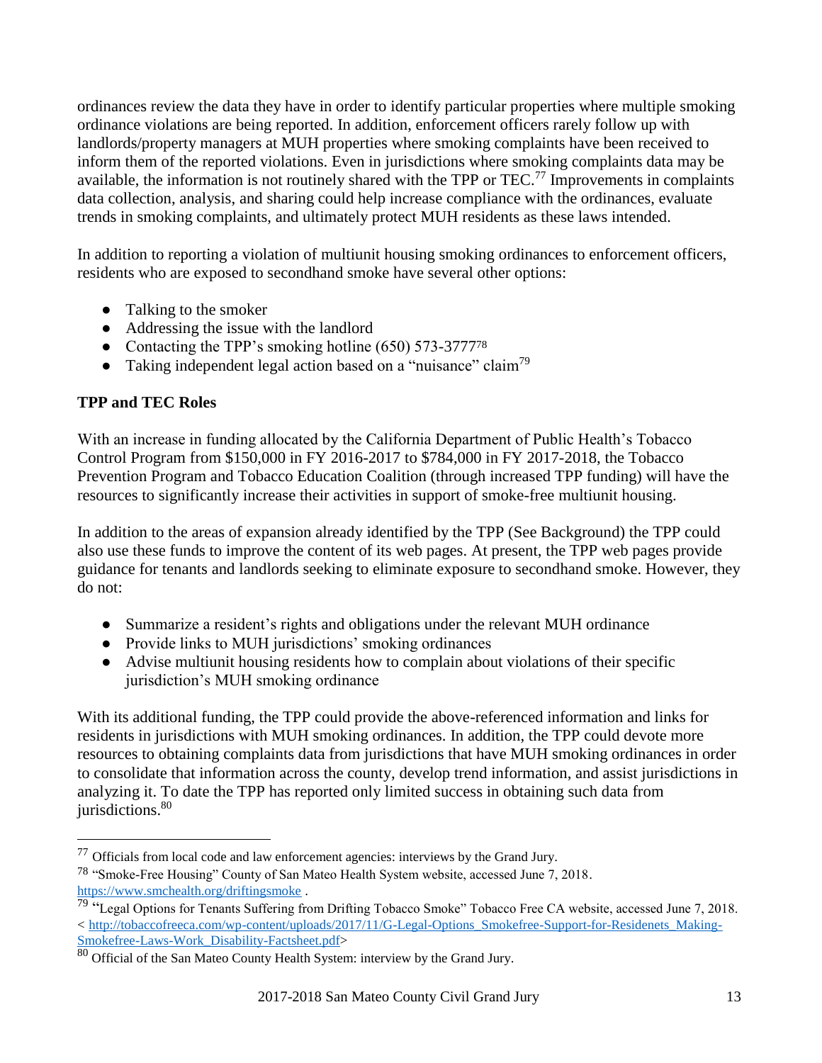ordinances review the data they have in order to identify particular properties where multiple smoking ordinance violations are being reported. In addition, enforcement officers rarely follow up with landlords/property managers at MUH properties where smoking complaints have been received to inform them of the reported violations. Even in jurisdictions where smoking complaints data may be available, the information is not routinely shared with the TPP or TEC.[77] Improvements in complaints data collection, analysis, and sharing could help increase compliance with the ordinances, evaluate trends in smoking complaints, and ultimately protect MUH residents as these laws intended.

In addition to reporting a violation of multiunit housing smoking ordinances to enforcement officers, residents who are exposed to secondhand smoke have several other options:

- Talking to the smoker
- Addressing the issue with the landlord
- Contacting the TPP's smoking hotline (650) 573-3777[78]
- Taking independent legal action based on a "nuisance" claim[79]

**TPP and TEC Roles**

With an increase in funding allocated by the California Department of Public Health's Tobacco Control Program from $150,000 in FY 2016-2017 to $784,000 in FY 2017-2018, the Tobacco Prevention Program and Tobacco Education Coalition (through increased TPP funding) will have the resources to significantly increase their activities in support of smoke-free multiunit housing.

In addition to the areas of expansion already identified by the TPP (See Background) the TPP could also use these funds to improve the content of its web pages. At present, the TPP web pages provide guidance for tenants and landlords seeking to eliminate exposure to secondhand smoke. However, they do not:

- Summarize a resident's rights and obligations under the relevant MUH ordinance
- Provide links to MUH jurisdictions' smoking ordinances
- Advise multiunit housing residents how to complain about violations of their specific jurisdiction's MUH smoking ordinance

With its additional funding, the TPP could provide the above-referenced information and links for residents in jurisdictions with MUH smoking ordinances. In addition, the TPP could devote more resources to obtaining complaints data from jurisdictions that have MUH smoking ordinances in order to consolidate that information across the county, develop trend information, and assist jurisdictions in analyzing it. To date the TPP has reported only limited success in obtaining such data from jurisdictions.[80]

---

[77] Officials from local code and law enforcement agencies: interviews by the Grand Jury.

[78] "Smoke-Free Housing" County of San Mateo Health System website, accessed June 7, 2018. https://www.smchealth.org/driftingsmoke .

[79] "Legal Options for Tenants Suffering from Drifting Tobacco Smoke" Tobacco Free CA website, accessed June 7, 2018. < http://tobaccofreeca.com/wp-content/uploads/2017/11/G-Legal-Options_Smokefree-Support-for-Residenets_Making-Smokefree-Laws-Work_Disability-Factsheet.pdf>

[80] Official of the San Mateo County Health System: interview by the Grand Jury.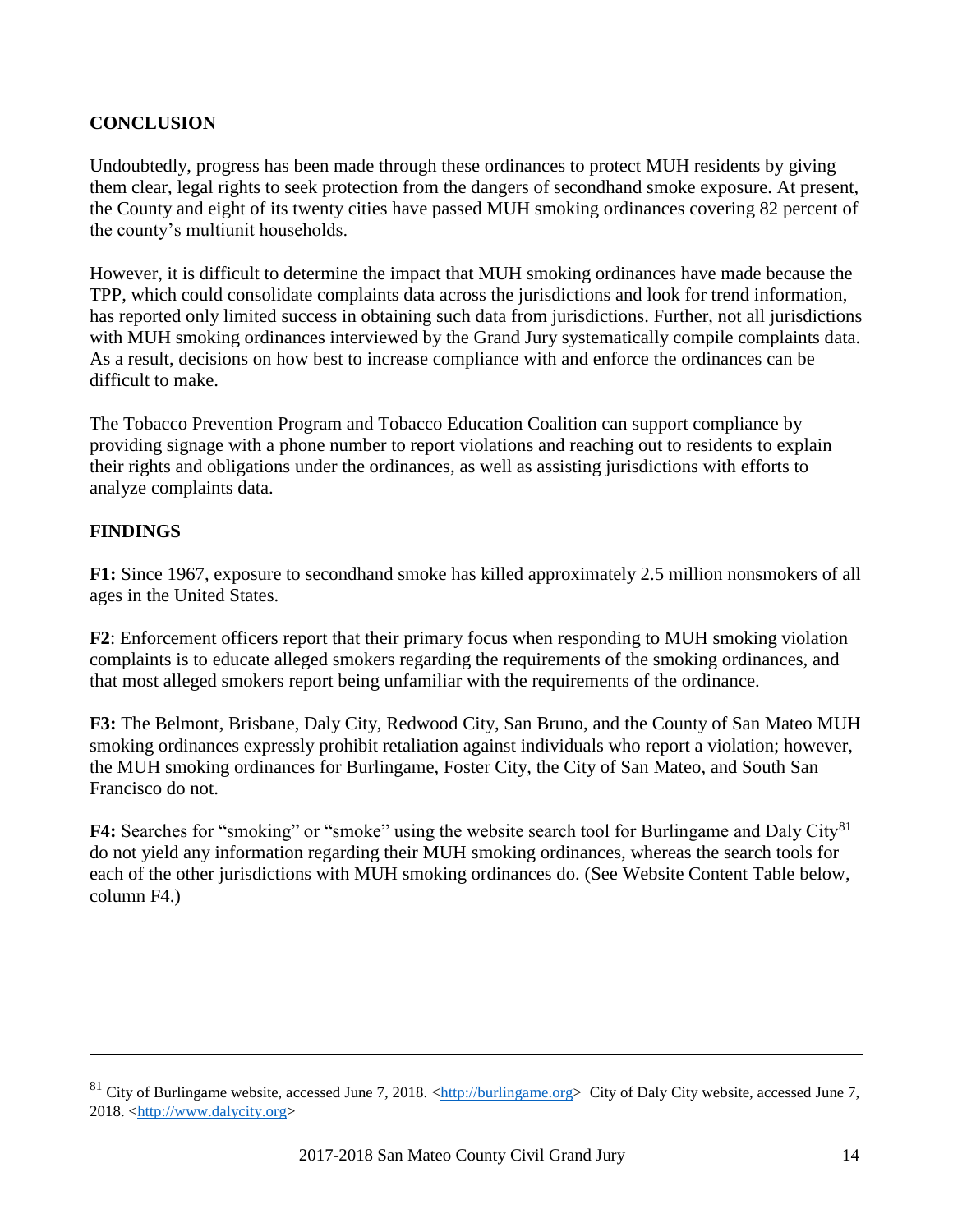## CONCLUSION

Undoubtedly, progress has been made through these ordinances to protect MUH residents by giving them clear, legal rights to seek protection from the dangers of secondhand smoke exposure. At present, the County and eight of its twenty cities have passed MUH smoking ordinances covering 82 percent of the county's multiunit households.

However, it is difficult to determine the impact that MUH smoking ordinances have made because the TPP, which could consolidate complaints data across the jurisdictions and look for trend information, has reported only limited success in obtaining such data from jurisdictions. Further, not all jurisdictions with MUH smoking ordinances interviewed by the Grand Jury systematically compile complaints data. As a result, decisions on how best to increase compliance with and enforce the ordinances can be difficult to make.

The Tobacco Prevention Program and Tobacco Education Coalition can support compliance by providing signage with a phone number to report violations and reaching out to residents to explain their rights and obligations under the ordinances, as well as assisting jurisdictions with efforts to analyze complaints data.

## FINDINGS

**F1:** Since 1967, exposure to secondhand smoke has killed approximately 2.5 million nonsmokers of all ages in the United States.

**F2**: Enforcement officers report that their primary focus when responding to MUH smoking violation complaints is to educate alleged smokers regarding the requirements of the smoking ordinances, and that most alleged smokers report being unfamiliar with the requirements of the ordinance.

**F3:** The Belmont, Brisbane, Daly City, Redwood City, San Bruno, and the County of San Mateo MUH smoking ordinances expressly prohibit retaliation against individuals who report a violation; however, the MUH smoking ordinances for Burlingame, Foster City, the City of San Mateo, and South San Francisco do not.

**F4:** Searches for "smoking" or "smoke" using the website search tool for Burlingame and Daly City[81] do not yield any information regarding their MUH smoking ordinances, whereas the search tools for each of the other jurisdictions with MUH smoking ordinances do. (See Website Content Table below, column F4.)

---

[81] City of Burlingame website, accessed June 7, 2018. <http://burlingame.org> City of Daly City website, accessed June 7, 2018. <http://www.dalycity.org>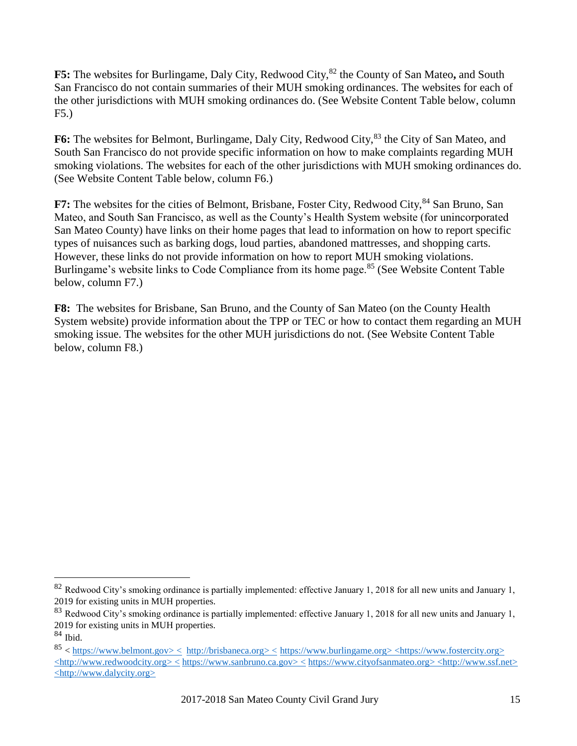**F5:** The websites for Burlingame, Daly City, Redwood City,[82] the County of San Mateo**,** and South San Francisco do not contain summaries of their MUH smoking ordinances. The websites for each of the other jurisdictions with MUH smoking ordinances do. (See Website Content Table below, column F5.)

**F6:** The websites for Belmont, Burlingame, Daly City, Redwood City,[83] the City of San Mateo, and South San Francisco do not provide specific information on how to make complaints regarding MUH smoking violations. The websites for each of the other jurisdictions with MUH smoking ordinances do. (See Website Content Table below, column F6.)

**F7:** The websites for the cities of Belmont, Brisbane, Foster City, Redwood City,[84] San Bruno, San Mateo, and South San Francisco, as well as the County's Health System website (for unincorporated San Mateo County) have links on their home pages that lead to information on how to report specific types of nuisances such as barking dogs, loud parties, abandoned mattresses, and shopping carts. However, these links do not provide information on how to report MUH smoking violations. Burlingame's website links to Code Compliance from its home page.[85] (See Website Content Table below, column F7.)

**F8:** The websites for Brisbane, San Bruno, and the County of San Mateo (on the County Health System website) provide information about the TPP or TEC or how to contact them regarding an MUH smoking issue. The websites for the other MUH jurisdictions do not. (See Website Content Table below, column F8.)

---

[82] Redwood City's smoking ordinance is partially implemented: effective January 1, 2018 for all new units and January 1, 2019 for existing units in MUH properties.

[83] Redwood City's smoking ordinance is partially implemented: effective January 1, 2018 for all new units and January 1, 2019 for existing units in MUH properties.

[84] Ibid.

[85] < https://www.belmont.gov> < http://brisbaneca.org> < https://www.burlingame.org> <https://www.fostercity.org> <http://www.redwoodcity.org> < https://www.sanbruno.ca.gov> < https://www.cityofsanmateo.org> <http://www.ssf.net> <http://www.dalycity.org>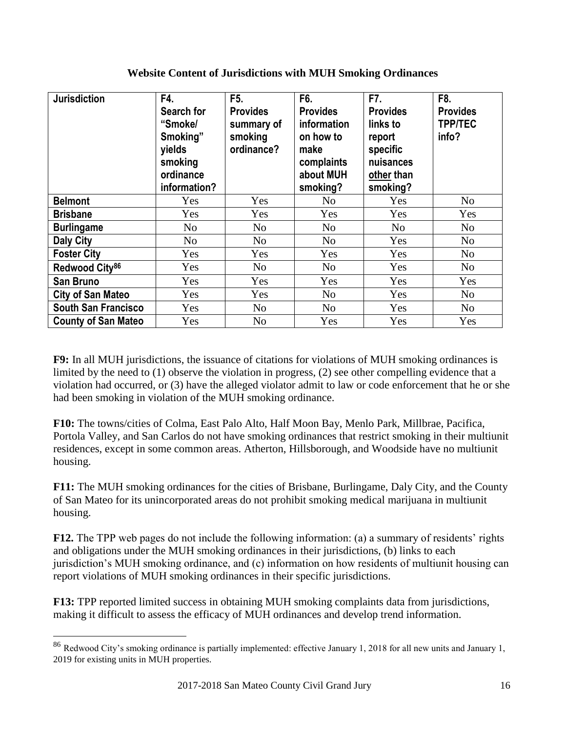**Website Content of Jurisdictions with MUH Smoking Ordinances**

| Jurisdiction | F4. Search for "Smoke/ Smoking" yields smoking ordinance information? | F5. Provides summary of smoking ordinance? | F6. Provides information on how to make complaints about MUH smoking? | F7. Provides links to report specific nuisances other than smoking? | F8. Provides TPP/TEC info? |
|---|---|---|---|---|---|
| **Belmont** | Yes | Yes | No | Yes | No |
| **Brisbane** | Yes | Yes | Yes | Yes | Yes |
| **Burlingame** | No | No | No | No | No |
| **Daly City** | No | No | No | Yes | No |
| **Foster City** | Yes | Yes | Yes | Yes | No |
| **Redwood City**[86] | Yes | No | No | Yes | No |
| **San Bruno** | Yes | Yes | Yes | Yes | Yes |
| **City of San Mateo** | Yes | Yes | No | Yes | No |
| **South San Francisco** | Yes | No | No | Yes | No |
| **County of San Mateo** | Yes | No | Yes | Yes | Yes |

**F9:** In all MUH jurisdictions, the issuance of citations for violations of MUH smoking ordinances is limited by the need to (1) observe the violation in progress, (2) see other compelling evidence that a violation had occurred, or (3) have the alleged violator admit to law or code enforcement that he or she had been smoking in violation of the MUH smoking ordinance.

**F10:** The towns/cities of Colma, East Palo Alto, Half Moon Bay, Menlo Park, Millbrae, Pacifica, Portola Valley, and San Carlos do not have smoking ordinances that restrict smoking in their multiunit residences, except in some common areas. Atherton, Hillsborough, and Woodside have no multiunit housing.

**F11:** The MUH smoking ordinances for the cities of Brisbane, Burlingame, Daly City, and the County of San Mateo for its unincorporated areas do not prohibit smoking medical marijuana in multiunit housing.

**F12.** The TPP web pages do not include the following information: (a) a summary of residents' rights and obligations under the MUH smoking ordinances in their jurisdictions, (b) links to each jurisdiction's MUH smoking ordinance, and (c) information on how residents of multiunit housing can report violations of MUH smoking ordinances in their specific jurisdictions.

**F13:** TPP reported limited success in obtaining MUH smoking complaints data from jurisdictions, making it difficult to assess the efficacy of MUH ordinances and develop trend information.

---

[86] Redwood City's smoking ordinance is partially implemented: effective January 1, 2018 for all new units and January 1, 2019 for existing units in MUH properties.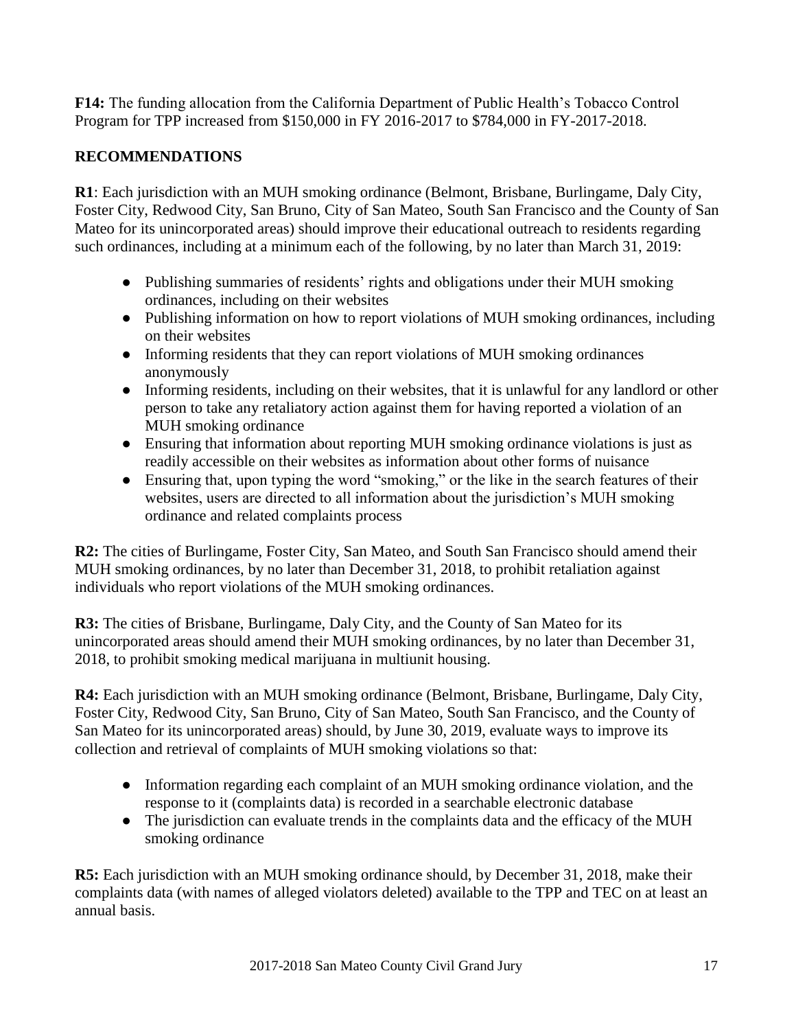**F14:** The funding allocation from the California Department of Public Health's Tobacco Control Program for TPP increased from $150,000 in FY 2016-2017 to $784,000 in FY-2017-2018.

## RECOMMENDATIONS

**R1**: Each jurisdiction with an MUH smoking ordinance (Belmont, Brisbane, Burlingame, Daly City, Foster City, Redwood City, San Bruno, City of San Mateo, South San Francisco and the County of San Mateo for its unincorporated areas) should improve their educational outreach to residents regarding such ordinances, including at a minimum each of the following, by no later than March 31, 2019:

- Publishing summaries of residents' rights and obligations under their MUH smoking ordinances, including on their websites
- Publishing information on how to report violations of MUH smoking ordinances, including on their websites
- Informing residents that they can report violations of MUH smoking ordinances anonymously
- Informing residents, including on their websites, that it is unlawful for any landlord or other person to take any retaliatory action against them for having reported a violation of an MUH smoking ordinance
- Ensuring that information about reporting MUH smoking ordinance violations is just as readily accessible on their websites as information about other forms of nuisance
- Ensuring that, upon typing the word "smoking," or the like in the search features of their websites, users are directed to all information about the jurisdiction's MUH smoking ordinance and related complaints process

**R2:** The cities of Burlingame, Foster City, San Mateo, and South San Francisco should amend their MUH smoking ordinances, by no later than December 31, 2018, to prohibit retaliation against individuals who report violations of the MUH smoking ordinances.

**R3:** The cities of Brisbane, Burlingame, Daly City, and the County of San Mateo for its unincorporated areas should amend their MUH smoking ordinances, by no later than December 31, 2018, to prohibit smoking medical marijuana in multiunit housing.

**R4:** Each jurisdiction with an MUH smoking ordinance (Belmont, Brisbane, Burlingame, Daly City, Foster City, Redwood City, San Bruno, City of San Mateo, South San Francisco, and the County of San Mateo for its unincorporated areas) should, by June 30, 2019, evaluate ways to improve its collection and retrieval of complaints of MUH smoking violations so that:

- Information regarding each complaint of an MUH smoking ordinance violation, and the response to it (complaints data) is recorded in a searchable electronic database
- The jurisdiction can evaluate trends in the complaints data and the efficacy of the MUH smoking ordinance

**R5:** Each jurisdiction with an MUH smoking ordinance should, by December 31, 2018, make their complaints data (with names of alleged violators deleted) available to the TPP and TEC on at least an annual basis.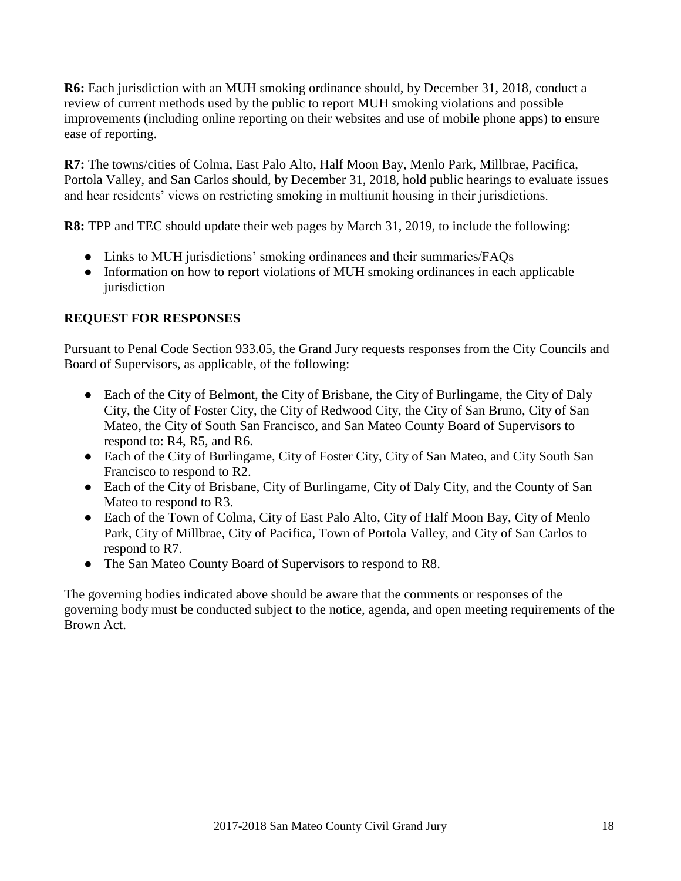**R6:** Each jurisdiction with an MUH smoking ordinance should, by December 31, 2018, conduct a review of current methods used by the public to report MUH smoking violations and possible improvements (including online reporting on their websites and use of mobile phone apps) to ensure ease of reporting.

**R7:** The towns/cities of Colma, East Palo Alto, Half Moon Bay, Menlo Park, Millbrae, Pacifica, Portola Valley, and San Carlos should, by December 31, 2018, hold public hearings to evaluate issues and hear residents' views on restricting smoking in multiunit housing in their jurisdictions.

**R8:** TPP and TEC should update their web pages by March 31, 2019, to include the following:

- Links to MUH jurisdictions' smoking ordinances and their summaries/FAQs
- Information on how to report violations of MUH smoking ordinances in each applicable jurisdiction

## REQUEST FOR RESPONSES

Pursuant to Penal Code Section 933.05, the Grand Jury requests responses from the City Councils and Board of Supervisors, as applicable, of the following:

- Each of the City of Belmont, the City of Brisbane, the City of Burlingame, the City of Daly City, the City of Foster City, the City of Redwood City, the City of San Bruno, City of San Mateo, the City of South San Francisco, and San Mateo County Board of Supervisors to respond to: R4, R5, and R6.
- Each of the City of Burlingame, City of Foster City, City of San Mateo, and City South San Francisco to respond to R2.
- Each of the City of Brisbane, City of Burlingame, City of Daly City, and the County of San Mateo to respond to R3.
- Each of the Town of Colma, City of East Palo Alto, City of Half Moon Bay, City of Menlo Park, City of Millbrae, City of Pacifica, Town of Portola Valley, and City of San Carlos to respond to R7.
- The San Mateo County Board of Supervisors to respond to R8.

The governing bodies indicated above should be aware that the comments or responses of the governing body must be conducted subject to the notice, agenda, and open meeting requirements of the Brown Act.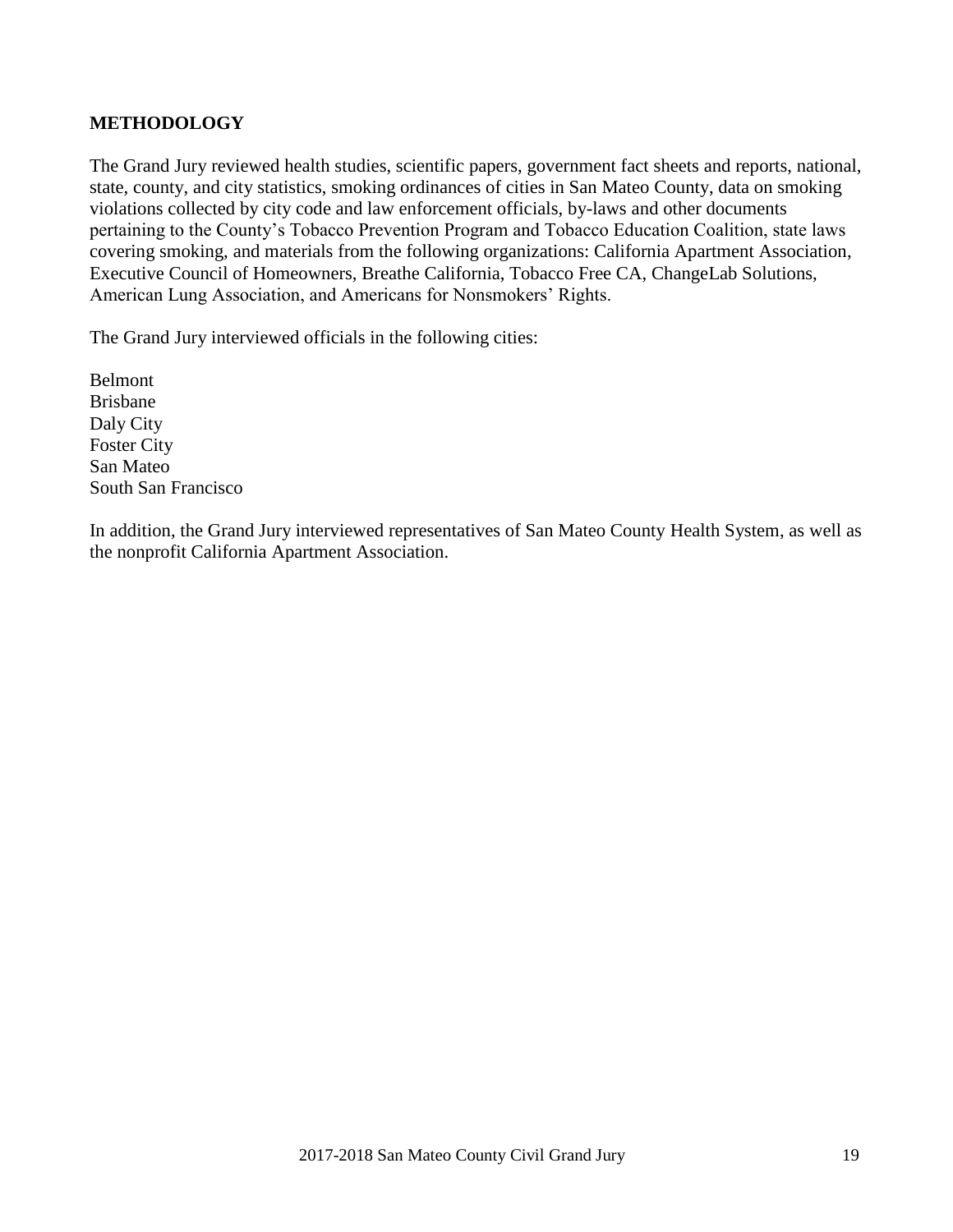## METHODOLOGY

The Grand Jury reviewed health studies, scientific papers, government fact sheets and reports, national, state, county, and city statistics, smoking ordinances of cities in San Mateo County, data on smoking violations collected by city code and law enforcement officials, by-laws and other documents pertaining to the County's Tobacco Prevention Program and Tobacco Education Coalition, state laws covering smoking, and materials from the following organizations: California Apartment Association, Executive Council of Homeowners, Breathe California, Tobacco Free CA, ChangeLab Solutions, American Lung Association, and Americans for Nonsmokers' Rights.

The Grand Jury interviewed officials in the following cities:

Belmont
Brisbane
Daly City
Foster City
San Mateo
South San Francisco

In addition, the Grand Jury interviewed representatives of San Mateo County Health System, as well as the nonprofit California Apartment Association.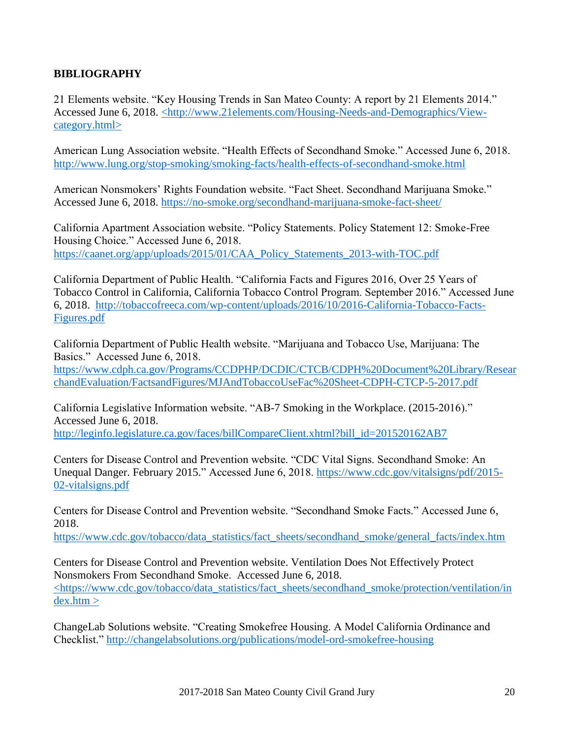**BIBLIOGRAPHY**

21 Elements website. "Key Housing Trends in San Mateo County: A report by 21 Elements 2014." Accessed June 6, 2018. <http://www.21elements.com/Housing-Needs-and-Demographics/View-category.html>

American Lung Association website. "Health Effects of Secondhand Smoke." Accessed June 6, 2018. http://www.lung.org/stop-smoking/smoking-facts/health-effects-of-secondhand-smoke.html

American Nonsmokers' Rights Foundation website. "Fact Sheet. Secondhand Marijuana Smoke." Accessed June 6, 2018. https://no-smoke.org/secondhand-marijuana-smoke-fact-sheet/

California Apartment Association website. "Policy Statements. Policy Statement 12: Smoke-Free Housing Choice." Accessed June 6, 2018. https://caanet.org/app/uploads/2015/01/CAA_Policy_Statements_2013-with-TOC.pdf

California Department of Public Health. "California Facts and Figures 2016, Over 25 Years of Tobacco Control in California, California Tobacco Control Program. September 2016." Accessed June 6, 2018. http://tobaccofreeca.com/wp-content/uploads/2016/10/2016-California-Tobacco-Facts-Figures.pdf

California Department of Public Health website. "Marijuana and Tobacco Use, Marijuana: The Basics." Accessed June 6, 2018. https://www.cdph.ca.gov/Programs/CCDPHP/DCDIC/CTCB/CDPH%20Document%20Library/ResearchandEvaluation/FactsandFigures/MJAndTobaccoUseFac%20Sheet-CDPH-CTCP-5-2017.pdf

California Legislative Information website. "AB-7 Smoking in the Workplace. (2015-2016)." Accessed June 6, 2018. http://leginfo.legislature.ca.gov/faces/billCompareClient.xhtml?bill_id=201520162AB7

Centers for Disease Control and Prevention website. "CDC Vital Signs. Secondhand Smoke: An Unequal Danger. February 2015." Accessed June 6, 2018. https://www.cdc.gov/vitalsigns/pdf/2015-02-vitalsigns.pdf

Centers for Disease Control and Prevention website. "Secondhand Smoke Facts." Accessed June 6, 2018. https://www.cdc.gov/tobacco/data_statistics/fact_sheets/secondhand_smoke/general_facts/index.htm

Centers for Disease Control and Prevention website. Ventilation Does Not Effectively Protect Nonsmokers From Secondhand Smoke. Accessed June 6, 2018. <https://www.cdc.gov/tobacco/data_statistics/fact_sheets/secondhand_smoke/protection/ventilation/index.htm >

ChangeLab Solutions website. "Creating Smokefree Housing. A Model California Ordinance and Checklist." http://changelabsolutions.org/publications/model-ord-smokefree-housing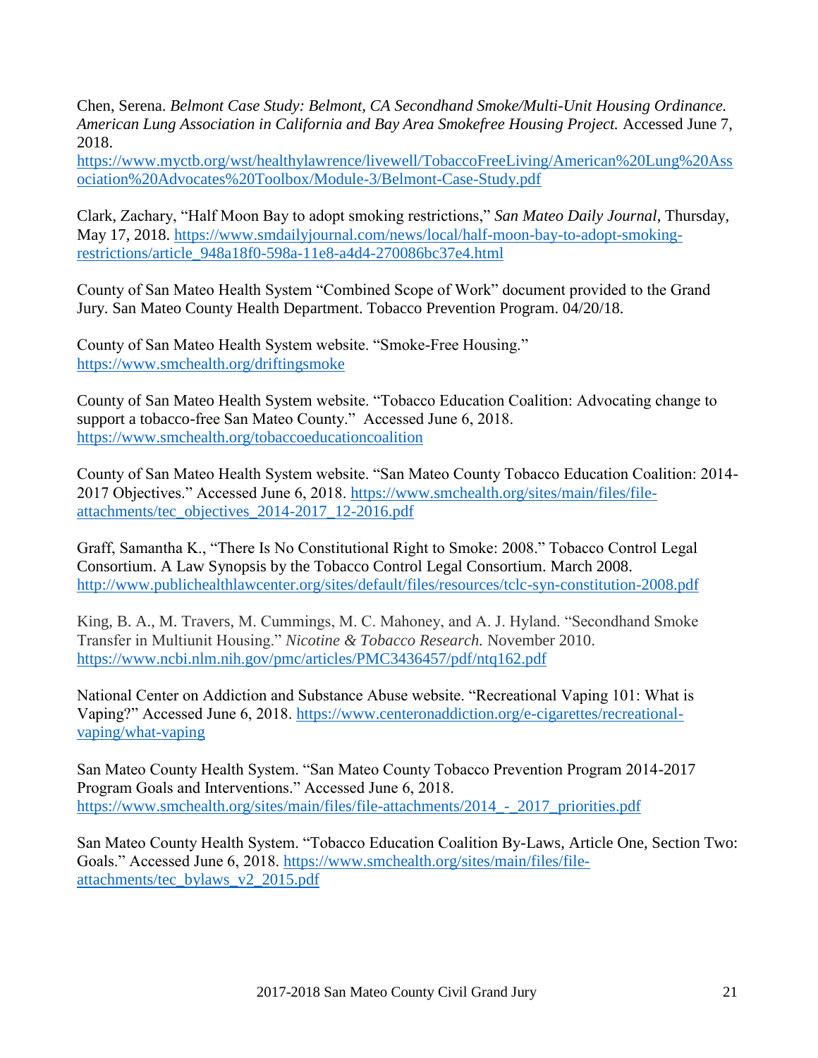Chen, Serena. *Belmont Case Study: Belmont, CA Secondhand Smoke/Multi-Unit Housing Ordinance. American Lung Association in California and Bay Area Smokefree Housing Project.* Accessed June 7, 2018.
https://www.myctb.org/wst/healthylawrence/livewell/TobaccoFreeLiving/American%20Lung%20Association%20Advocates%20Toolbox/Module-3/Belmont-Case-Study.pdf

Clark, Zachary, "Half Moon Bay to adopt smoking restrictions," *San Mateo Daily Journal*, Thursday, May 17, 2018. https://www.smdailyjournal.com/news/local/half-moon-bay-to-adopt-smoking-restrictions/article_948a18f0-598a-11e8-a4d4-270086bc37e4.html

County of San Mateo Health System "Combined Scope of Work" document provided to the Grand Jury. San Mateo County Health Department. Tobacco Prevention Program. 04/20/18.

County of San Mateo Health System website. "Smoke-Free Housing."
https://www.smchealth.org/driftingsmoke

County of San Mateo Health System website. "Tobacco Education Coalition: Advocating change to support a tobacco-free San Mateo County." Accessed June 6, 2018.
https://www.smchealth.org/tobaccoeducationcoalition

County of San Mateo Health System website. "San Mateo County Tobacco Education Coalition: 2014-2017 Objectives." Accessed June 6, 2018. https://www.smchealth.org/sites/main/files/file-attachments/tec_objectives_2014-2017_12-2016.pdf

Graff, Samantha K., "There Is No Constitutional Right to Smoke: 2008." Tobacco Control Legal Consortium. A Law Synopsis by the Tobacco Control Legal Consortium. March 2008.
http://www.publichealthlawcenter.org/sites/default/files/resources/tclc-syn-constitution-2008.pdf

King, B. A., M. Travers, M. Cummings, M. C. Mahoney, and A. J. Hyland. "Secondhand Smoke Transfer in Multiunit Housing." *Nicotine & Tobacco Research.* November 2010.
https://www.ncbi.nlm.nih.gov/pmc/articles/PMC3436457/pdf/ntq162.pdf

National Center on Addiction and Substance Abuse website. "Recreational Vaping 101: What is Vaping?" Accessed June 6, 2018. https://www.centeronaddiction.org/e-cigarettes/recreational-vaping/what-vaping

San Mateo County Health System. "San Mateo County Tobacco Prevention Program 2014-2017 Program Goals and Interventions." Accessed June 6, 2018.
https://www.smchealth.org/sites/main/files/file-attachments/2014_-_2017_priorities.pdf

San Mateo County Health System. "Tobacco Education Coalition By-Laws, Article One, Section Two: Goals." Accessed June 6, 2018. https://www.smchealth.org/sites/main/files/file-attachments/tec_bylaws_v2_2015.pdf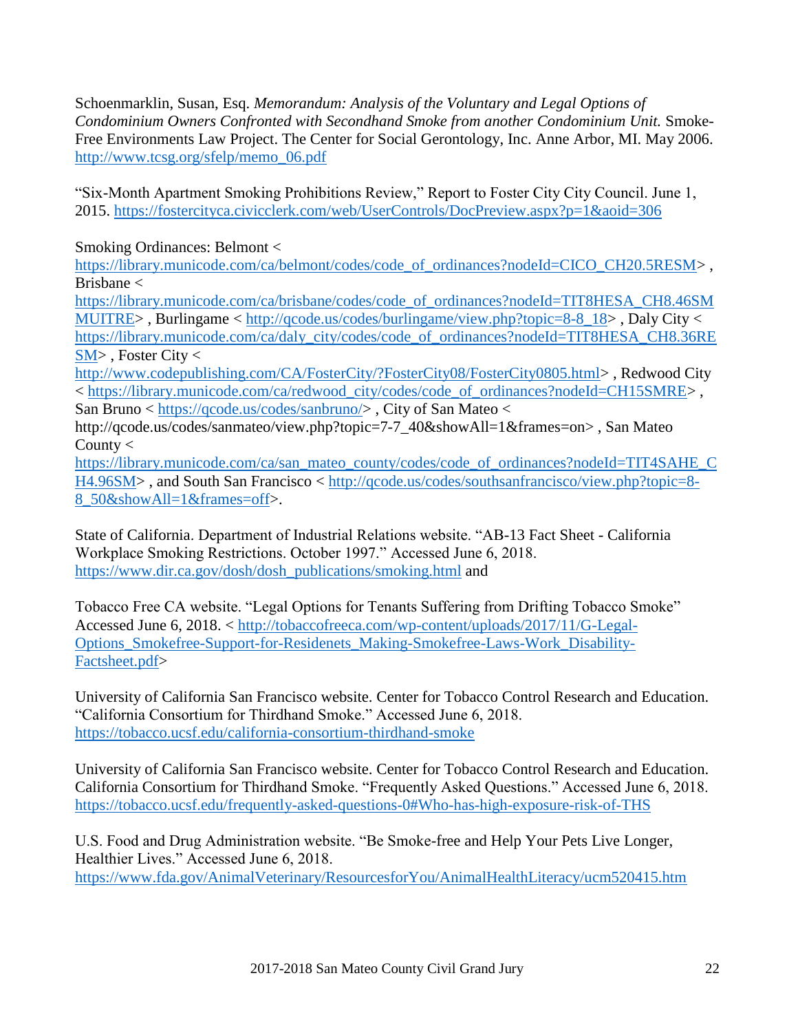Schoenmarklin, Susan, Esq. *Memorandum: Analysis of the Voluntary and Legal Options of Condominium Owners Confronted with Secondhand Smoke from another Condominium Unit.* Smoke-Free Environments Law Project. The Center for Social Gerontology, Inc. Anne Arbor, MI. May 2006. http://www.tcsg.org/sfelp/memo_06.pdf

"Six-Month Apartment Smoking Prohibitions Review," Report to Foster City City Council. June 1, 2015. https://fostercityca.civicclerk.com/web/UserControls/DocPreview.aspx?p=1&aoid=306

Smoking Ordinances: Belmont < https://library.municode.com/ca/belmont/codes/code_of_ordinances?nodeId=CICO_CH20.5RESM> , Brisbane < https://library.municode.com/ca/brisbane/codes/code_of_ordinances?nodeId=TIT8HESA_CH8.46SMMUITRE> , Burlingame < http://qcode.us/codes/burlingame/view.php?topic=8-8_18> , Daly City < https://library.municode.com/ca/daly_city/codes/code_of_ordinances?nodeId=TIT8HESA_CH8.36RESM> , Foster City < http://www.codepublishing.com/CA/FosterCity/?FosterCity08/FosterCity0805.html> , Redwood City < https://library.municode.com/ca/redwood_city/codes/code_of_ordinances?nodeId=CH15SMRE> , San Bruno < https://qcode.us/codes/sanbruno/> , City of San Mateo < http://qcode.us/codes/sanmateo/view.php?topic=7-7_40&showAll=1&frames=on> , San Mateo County < https://library.municode.com/ca/san_mateo_county/codes/code_of_ordinances?nodeId=TIT4SAHE_CH4.96SM> , and South San Francisco < http://qcode.us/codes/southsanfrancisco/view.php?topic=8-8_50&showAll=1&frames=off>.

State of California. Department of Industrial Relations website. "AB-13 Fact Sheet - California Workplace Smoking Restrictions. October 1997." Accessed June 6, 2018. https://www.dir.ca.gov/dosh/dosh_publications/smoking.html and

Tobacco Free CA website. "Legal Options for Tenants Suffering from Drifting Tobacco Smoke" Accessed June 6, 2018. < http://tobaccofreeca.com/wp-content/uploads/2017/11/G-Legal-Options_Smokefree-Support-for-Residenets_Making-Smokefree-Laws-Work_Disability-Factsheet.pdf>

University of California San Francisco website. Center for Tobacco Control Research and Education. "California Consortium for Thirdhand Smoke." Accessed June 6, 2018. https://tobacco.ucsf.edu/california-consortium-thirdhand-smoke

University of California San Francisco website. Center for Tobacco Control Research and Education. California Consortium for Thirdhand Smoke. "Frequently Asked Questions." Accessed June 6, 2018. https://tobacco.ucsf.edu/frequently-asked-questions-0#Who-has-high-exposure-risk-of-THS

U.S. Food and Drug Administration website. "Be Smoke-free and Help Your Pets Live Longer, Healthier Lives." Accessed June 6, 2018. https://www.fda.gov/AnimalVeterinary/ResourcesforYou/AnimalHealthLiteracy/ucm520415.htm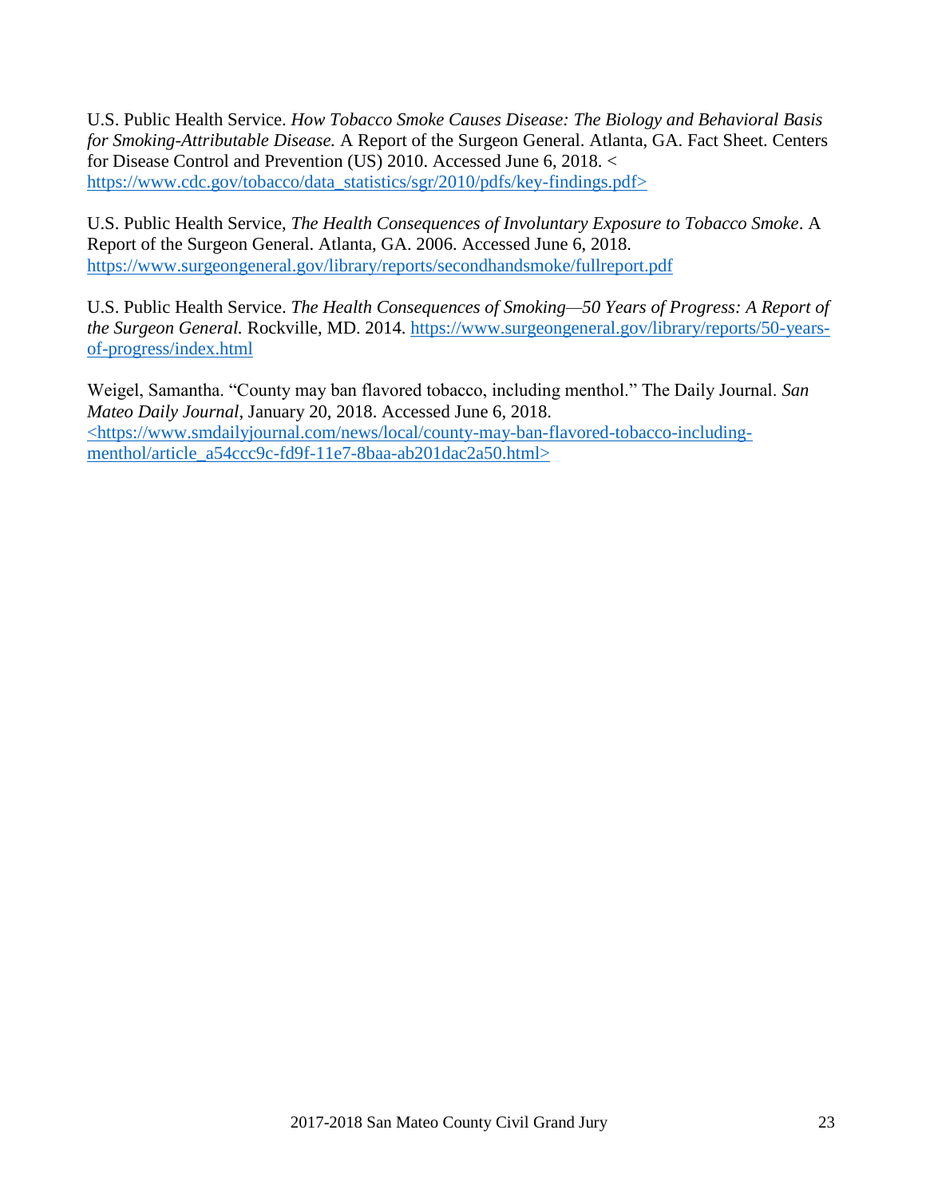U.S. Public Health Service. *How Tobacco Smoke Causes Disease: The Biology and Behavioral Basis for Smoking-Attributable Disease.* A Report of the Surgeon General. Atlanta, GA. Fact Sheet. Centers for Disease Control and Prevention (US) 2010. Accessed June 6, 2018. < https://www.cdc.gov/tobacco/data_statistics/sgr/2010/pdfs/key-findings.pdf>

U.S. Public Health Service, *The Health Consequences of Involuntary Exposure to Tobacco Smoke*. A Report of the Surgeon General. Atlanta, GA. 2006. Accessed June 6, 2018. https://www.surgeongeneral.gov/library/reports/secondhandsmoke/fullreport.pdf

U.S. Public Health Service. *The Health Consequences of Smoking—50 Years of Progress: A Report of the Surgeon General.* Rockville, MD. 2014. https://www.surgeongeneral.gov/library/reports/50-years-of-progress/index.html

Weigel, Samantha. "County may ban flavored tobacco, including menthol." The Daily Journal. *San Mateo Daily Journal*, January 20, 2018. Accessed June 6, 2018. <https://www.smdailyjournal.com/news/local/county-may-ban-flavored-tobacco-including-menthol/article_a54ccc9c-fd9f-11e7-8baa-ab201dac2a50.html>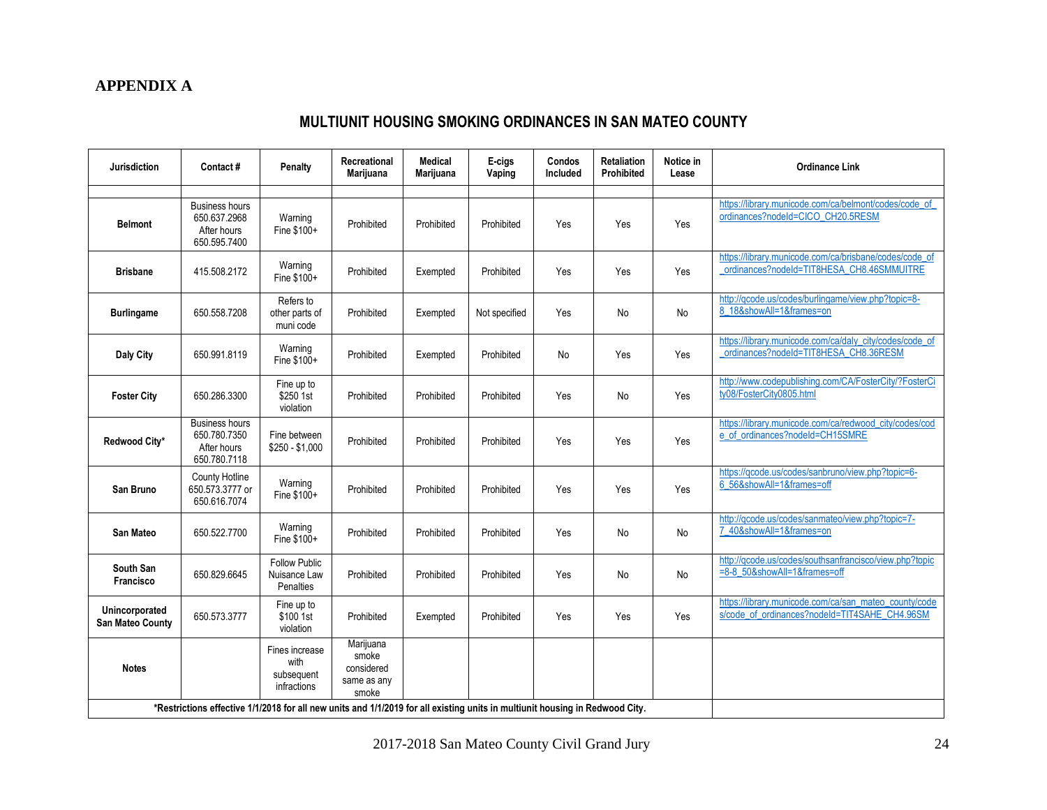## APPENDIX A

### MULTIUNIT HOUSING SMOKING ORDINANCES IN SAN MATEO COUNTY

| Jurisdiction | Contact # | Penalty | Recreational Marijuana | Medical Marijuana | E-cigs Vaping | Condos Included | Retaliation Prohibited | Notice in Lease | Ordinance Link |
|---|---|---|---|---|---|---|---|---|---|
| | | | | | | | | | |
| **Belmont** | Business hours 650.637.2968 After hours 650.595.7400 | Warning Fine $100+ | Prohibited | Prohibited | Prohibited | Yes | Yes | Yes | https://library.municode.com/ca/belmont/codes/code_of_ordinances?nodeId=CICO_CH20.5RESM |
| **Brisbane** | 415.508.2172 | Warning Fine $100+ | Prohibited | Exempted | Prohibited | Yes | Yes | Yes | https://library.municode.com/ca/brisbane/codes/code_of_ordinances?nodeId=TIT8HESA_CH8.46SMMUITRE |
| **Burlingame** | 650.558.7208 | Refers to other parts of muni code | Prohibited | Exempted | Not specified | Yes | No | No | http://qcode.us/codes/burlingame/view.php?topic=8-8_18&showAll=1&frames=on |
| **Daly City** | 650.991.8119 | Warning Fine $100+ | Prohibited | Exempted | Prohibited | No | Yes | Yes | https://library.municode.com/ca/daly_city/codes/code_of_ordinances?nodeId=TIT8HESA_CH8.36RESM |
| **Foster City** | 650.286.3300 | Fine up to $250 1st violation | Prohibited | Prohibited | Prohibited | Yes | No | Yes | http://www.codepublishing.com/CA/FosterCity/?FosterCity08/FosterCity0805.html |
| **Redwood City*** | Business hours 650.780.7350 After hours 650.780.7118 | Fine between $250 - $1,000 | Prohibited | Prohibited | Prohibited | Yes | Yes | Yes | https://library.municode.com/ca/redwood_city/codes/code_of_ordinances?nodeId=CH15SMRE |
| **San Bruno** | County Hotline 650.573.3777 or 650.616.7074 | Warning Fine $100+ | Prohibited | Prohibited | Prohibited | Yes | Yes | Yes | https://qcode.us/codes/sanbruno/view.php?topic=6-6_56&showAll=1&frames=off |
| **San Mateo** | 650.522.7700 | Warning Fine $100+ | Prohibited | Prohibited | Prohibited | Yes | No | No | http://qcode.us/codes/sanmateo/view.php?topic=7-7_40&showAll=1&frames=on |
| **South San Francisco** | 650.829.6645 | Follow Public Nuisance Law Penalties | Prohibited | Prohibited | Prohibited | Yes | No | No | http://qcode.us/codes/southsanfrancisco/view.php?topic=8-8_50&showAll=1&frames=off |
| **Unincorporated San Mateo County** | 650.573.3777 | Fine up to $100 1st violation | Prohibited | Exempted | Prohibited | Yes | Yes | Yes | https://library.municode.com/ca/san_mateo_county/codes/code_of_ordinances?nodeId=TIT4SAHE_CH4.96SM |
| **Notes** | | Fines increase with subsequent infractions | Marijuana smoke considered same as any smoke | | | | | | |

***Restrictions effective 1/1/2018 for all new units and 1/1/2019 for all existing units in multiunit housing in Redwood City.**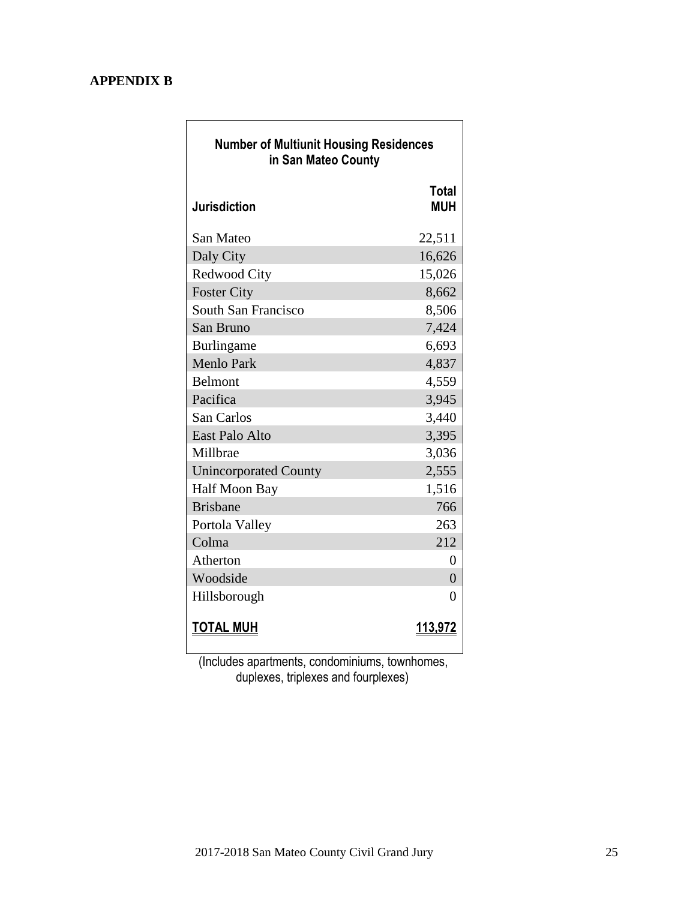## APPENDIX B

**Number of Multiunit Housing Residences in San Mateo County**

| Jurisdiction | Total MUH |
|---|---|
| San Mateo | 22,511 |
| Daly City | 16,626 |
| Redwood City | 15,026 |
| Foster City | 8,662 |
| South San Francisco | 8,506 |
| San Bruno | 7,424 |
| Burlingame | 6,693 |
| Menlo Park | 4,837 |
| Belmont | 4,559 |
| Pacifica | 3,945 |
| San Carlos | 3,440 |
| East Palo Alto | 3,395 |
| Millbrae | 3,036 |
| Unincorporated County | 2,555 |
| Half Moon Bay | 1,516 |
| Brisbane | 766 |
| Portola Valley | 263 |
| Colma | 212 |
| Atherton | 0 |
| Woodside | 0 |
| Hillsborough | 0 |
| **TOTAL MUH** | **113,972** |

(Includes apartments, condominiums, townhomes, duplexes, triplexes and fourplexes)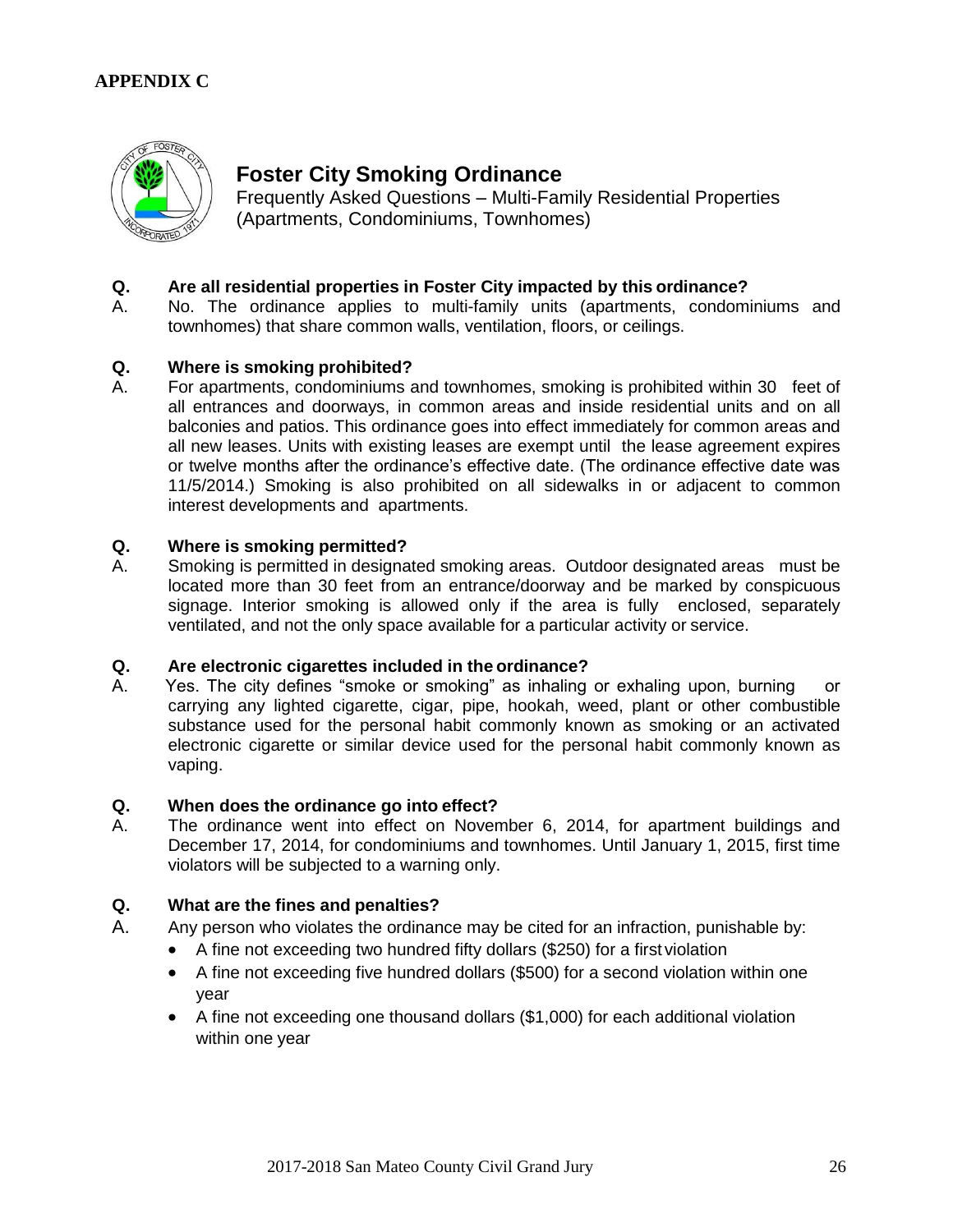**APPENDIX C**

## Foster City Smoking Ordinance

Frequently Asked Questions – Multi-Family Residential Properties (Apartments, Condominiums, Townhomes)

**Q. Are all residential properties in Foster City impacted by this ordinance?**

A. No. The ordinance applies to multi-family units (apartments, condominiums and townhomes) that share common walls, ventilation, floors, or ceilings.

**Q. Where is smoking prohibited?**

A. For apartments, condominiums and townhomes, smoking is prohibited within 30 feet of all entrances and doorways, in common areas and inside residential units and on all balconies and patios. This ordinance goes into effect immediately for common areas and all new leases. Units with existing leases are exempt until the lease agreement expires or twelve months after the ordinance's effective date. (The ordinance effective date was 11/5/2014.) Smoking is also prohibited on all sidewalks in or adjacent to common interest developments and apartments.

**Q. Where is smoking permitted?**

A. Smoking is permitted in designated smoking areas. Outdoor designated areas must be located more than 30 feet from an entrance/doorway and be marked by conspicuous signage. Interior smoking is allowed only if the area is fully enclosed, separately ventilated, and not the only space available for a particular activity or service.

**Q. Are electronic cigarettes included in the ordinance?**

A. Yes. The city defines "smoke or smoking" as inhaling or exhaling upon, burning or carrying any lighted cigarette, cigar, pipe, hookah, weed, plant or other combustible substance used for the personal habit commonly known as smoking or an activated electronic cigarette or similar device used for the personal habit commonly known as vaping.

**Q. When does the ordinance go into effect?**

A. The ordinance went into effect on November 6, 2014, for apartment buildings and December 17, 2014, for condominiums and townhomes. Until January 1, 2015, first time violators will be subjected to a warning only.

**Q. What are the fines and penalties?**

A. Any person who violates the ordinance may be cited for an infraction, punishable by:

- A fine not exceeding two hundred fifty dollars ($250) for a first violation
- A fine not exceeding five hundred dollars ($500) for a second violation within one year
- A fine not exceeding one thousand dollars ($1,000) for each additional violation within one year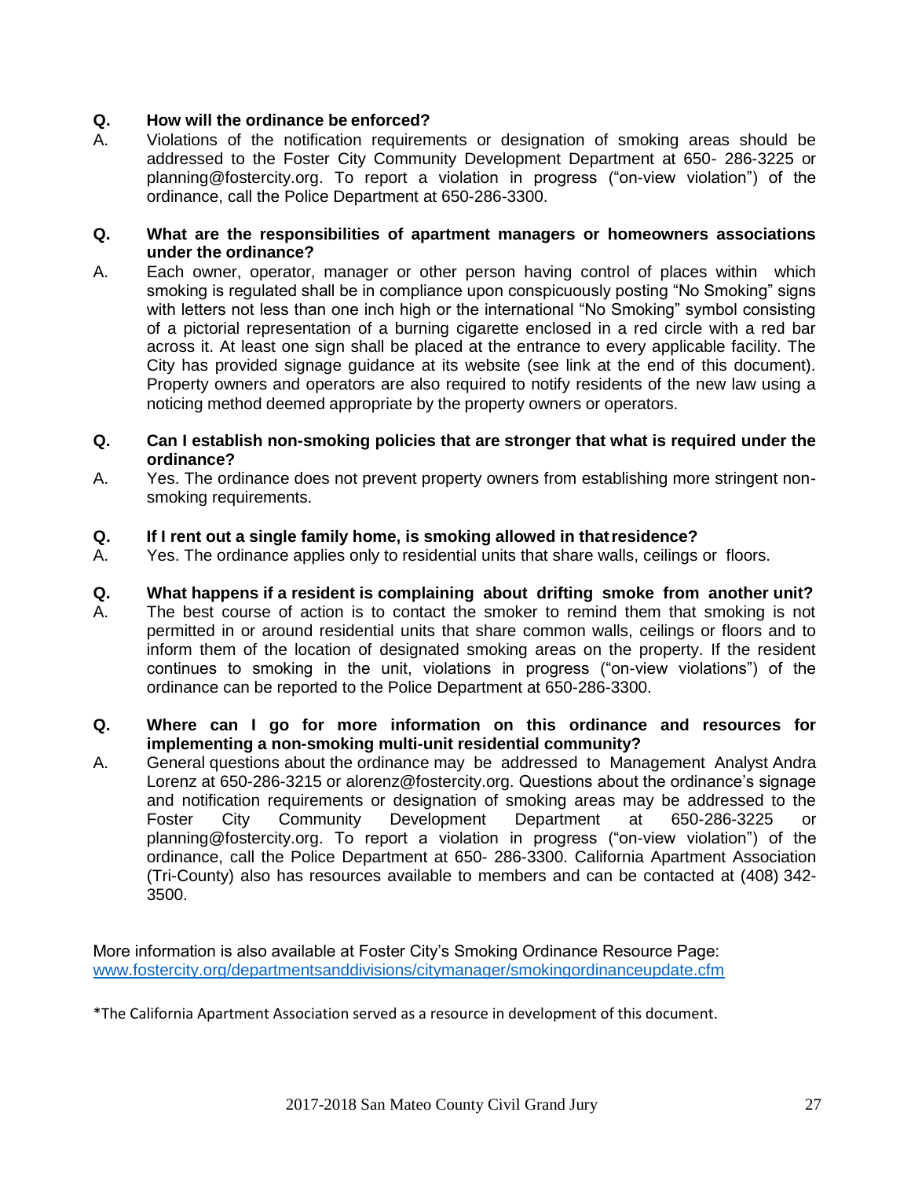**Q. How will the ordinance be enforced?**

A. Violations of the notification requirements or designation of smoking areas should be addressed to the Foster City Community Development Department at 650- 286-3225 or planning@fostercity.org. To report a violation in progress ("on-view violation") of the ordinance, call the Police Department at 650-286-3300.

**Q. What are the responsibilities of apartment managers or homeowners associations under the ordinance?**

A. Each owner, operator, manager or other person having control of places within which smoking is regulated shall be in compliance upon conspicuously posting "No Smoking" signs with letters not less than one inch high or the international "No Smoking" symbol consisting of a pictorial representation of a burning cigarette enclosed in a red circle with a red bar across it. At least one sign shall be placed at the entrance to every applicable facility. The City has provided signage guidance at its website (see link at the end of this document). Property owners and operators are also required to notify residents of the new law using a noticing method deemed appropriate by the property owners or operators.

**Q. Can I establish non-smoking policies that are stronger that what is required under the ordinance?**

A. Yes. The ordinance does not prevent property owners from establishing more stringent non-smoking requirements.

**Q. If I rent out a single family home, is smoking allowed in that residence?**

A. Yes. The ordinance applies only to residential units that share walls, ceilings or floors.

**Q. What happens if a resident is complaining about drifting smoke from another unit?**

A. The best course of action is to contact the smoker to remind them that smoking is not permitted in or around residential units that share common walls, ceilings or floors and to inform them of the location of designated smoking areas on the property. If the resident continues to smoking in the unit, violations in progress ("on-view violations") of the ordinance can be reported to the Police Department at 650-286-3300.

**Q. Where can I go for more information on this ordinance and resources for implementing a non-smoking multi-unit residential community?**

A. General questions about the ordinance may be addressed to Management Analyst Andra Lorenz at 650-286-3215 or alorenz@fostercity.org. Questions about the ordinance's signage and notification requirements or designation of smoking areas may be addressed to the Foster City Community Development Department at 650-286-3225 or planning@fostercity.org. To report a violation in progress ("on-view violation") of the ordinance, call the Police Department at 650- 286-3300. California Apartment Association (Tri-County) also has resources available to members and can be contacted at (408) 342-3500.

More information is also available at Foster City's Smoking Ordinance Resource Page:
[www.fostercity.org/departmentsanddivisions/citymanager/smokingordinanceupdate.cfm](www.fostercity.org/departmentsanddivisions/citymanager/smokingordinanceupdate.cfm)

*The California Apartment Association served as a resource in development of this document.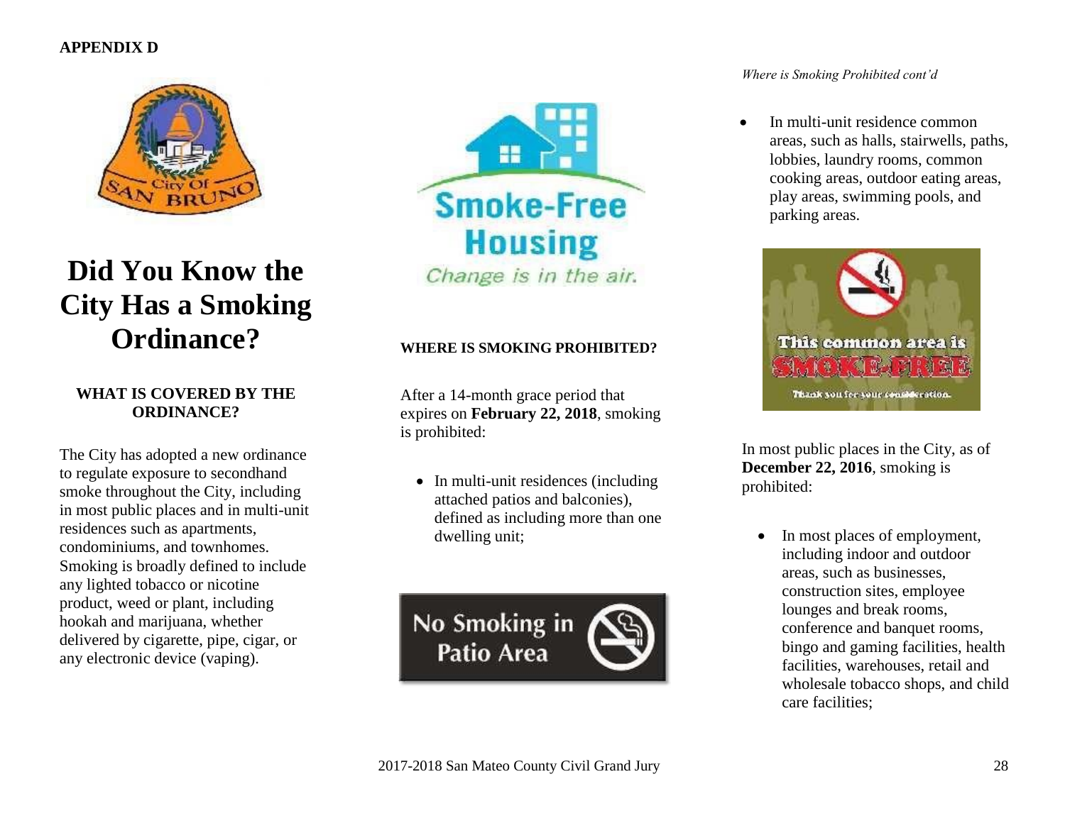**APPENDIX D**

# Did You Know the City Has a Smoking Ordinance?

### WHAT IS COVERED BY THE ORDINANCE?

The City has adopted a new ordinance to regulate exposure to secondhand smoke throughout the City, including in most public places and in multi-unit residences such as apartments, condominiums, and townhomes. Smoking is broadly defined to include any lighted tobacco or nicotine product, weed or plant, including hookah and marijuana, whether delivered by cigarette, pipe, cigar, or any electronic device (vaping).

### WHERE IS SMOKING PROHIBITED?

After a 14-month grace period that expires on **February 22, 2018**, smoking is prohibited:

- In multi-unit residences (including attached patios and balconies), defined as including more than one dwelling unit;

*Where is Smoking Prohibited cont'd*

- In multi-unit residence common areas, such as halls, stairwells, paths, lobbies, laundry rooms, common cooking areas, outdoor eating areas, play areas, swimming pools, and parking areas.

In most public places in the City, as of **December 22, 2016**, smoking is prohibited:

- In most places of employment, including indoor and outdoor areas, such as businesses, construction sites, employee lounges and break rooms, conference and banquet rooms, bingo and gaming facilities, health facilities, warehouses, retail and wholesale tobacco shops, and child care facilities;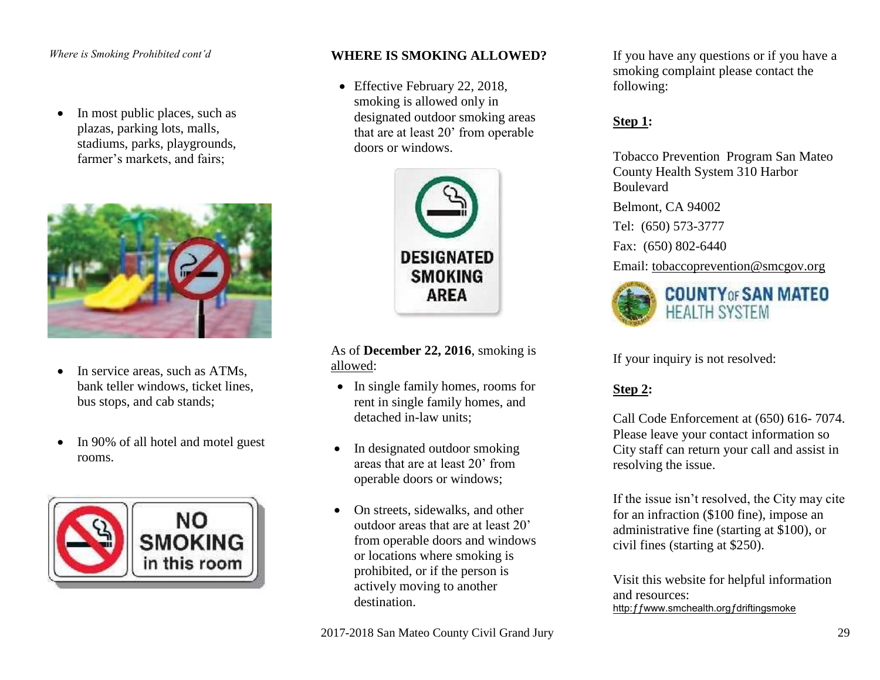*Where is Smoking Prohibited cont'd*

- In most public places, such as plazas, parking lots, malls, stadiums, parks, playgrounds, farmer's markets, and fairs;

- In service areas, such as ATMs, bank teller windows, ticket lines, bus stops, and cab stands;

- In 90% of all hotel and motel guest rooms.

**WHERE IS SMOKING ALLOWED?**

- Effective February 22, 2018, smoking is allowed only in designated outdoor smoking areas that are at least 20' from operable doors or windows.

As of **December 22, 2016**, smoking is allowed:

- In single family homes, rooms for rent in single family homes, and detached in-law units;

- In designated outdoor smoking areas that are at least 20' from operable doors or windows;

- On streets, sidewalks, and other outdoor areas that are at least 20' from operable doors and windows or locations where smoking is prohibited, or if the person is actively moving to another destination.

If you have any questions or if you have a smoking complaint please contact the following:

**Step 1:**

Tobacco Prevention Program San Mateo County Health System 310 Harbor Boulevard

Belmont, CA 94002

Tel: (650) 573-3777

Fax: (650) 802-6440

Email: tobaccoprevention@smcgov.org

COUNTY OF SAN MATEO HEALTH SYSTEM

If your inquiry is not resolved:

**Step 2:**

Call Code Enforcement at (650) 616- 7074. Please leave your contact information so City staff can return your call and assist in resolving the issue.

If the issue isn't resolved, the City may cite for an infraction ($100 fine), impose an administrative fine (starting at $100), or civil fines (starting at $250).

Visit this website for helpful information and resources:
http://www.smchealth.org/driftingsmoke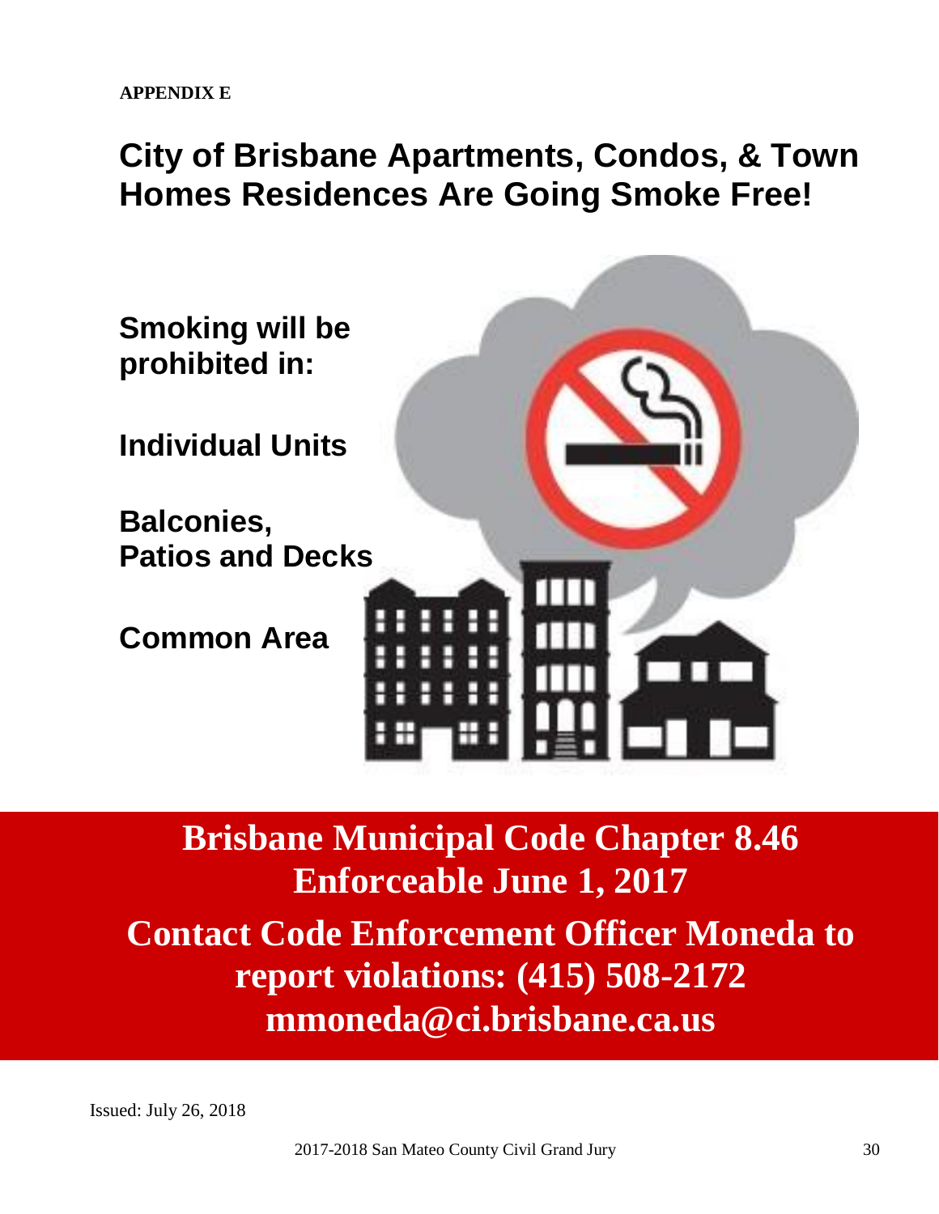**APPENDIX E**

# City of Brisbane Apartments, Condos, & Town Homes Residences Are Going Smoke Free!

**Smoking will be prohibited in:**

**Individual Units**

**Balconies, Patios and Decks**

**Common Area**

**Brisbane Municipal Code Chapter 8.46**
**Enforceable June 1, 2017**

**Contact Code Enforcement Officer Moneda to report violations: (415) 508-2172**
**mmoneda@ci.brisbane.ca.us**

Issued: July 26, 2018